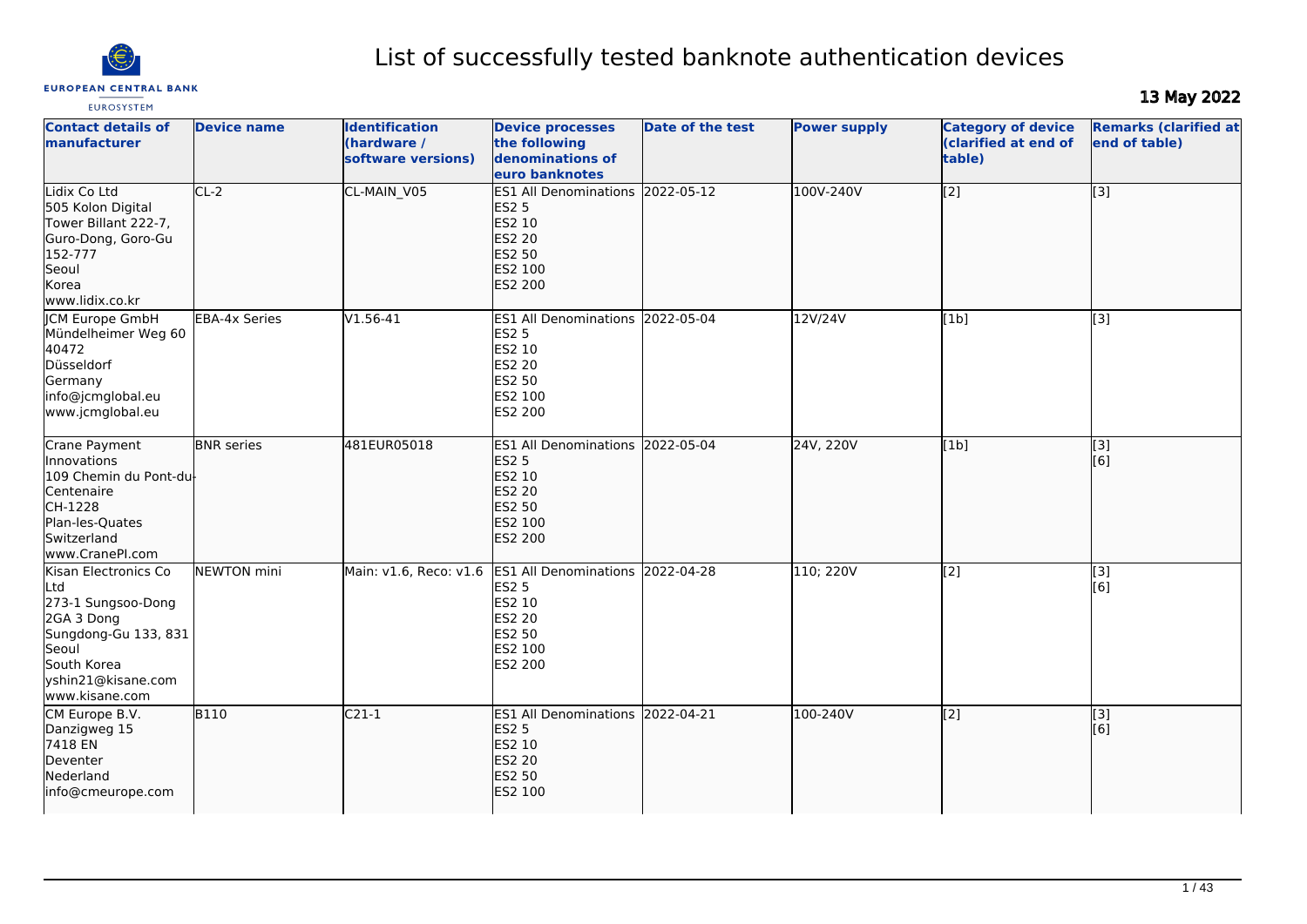# List of successfully tested banknote authentication devices

**13 May 2022**

| Contact details of manufacturer | Device name | Identification (hardware / software versions) | Device processes the following denominations of euro banknotes | Date of the test | Power supply | Category of device (clarified at end of table) | Remarks (clarified at end of table) |
|---|---|---|---|---|---|---|---|
| Lidix Co Ltd<br>505 Kolon Digital Tower Billant 222-7, Guro-Dong, Goro-Gu<br>152-777<br>Seoul<br>Korea<br>www.lidix.co.kr | CL-2 | CL-MAIN_V05 | ES1 All Denominations<br>ES2 5<br>ES2 10<br>ES2 20<br>ES2 50<br>ES2 100<br>ES2 200 | 2022-05-12 | 100V-240V | [2] | [3] |
| JCM Europe GmbH<br>Mündelheimer Weg 60<br>40472<br>Düsseldorf<br>Germany<br>info@jcmglobal.eu<br>www.jcmglobal.eu | EBA-4x Series | V1.56-41 | ES1 All Denominations<br>ES2 5<br>ES2 10<br>ES2 20<br>ES2 50<br>ES2 100<br>ES2 200 | 2022-05-04 | 12V/24V | [1b] | [3] |
| Crane Payment Innovations<br>109 Chemin du Pont-du-Centenaire<br>CH-1228<br>Plan-les-Quates<br>Switzerland<br>www.CranePI.com | BNR series | 481EUR05018 | ES1 All Denominations<br>ES2 5<br>ES2 10<br>ES2 20<br>ES2 50<br>ES2 100<br>ES2 200 | 2022-05-04 | 24V, 220V | [1b] | [3]<br>[6] |
| Kisan Electronics Co Ltd<br>273-1 Sungsoo-Dong 2GA 3 Dong<br>Sungdong-Gu 133, 831<br>Seoul<br>South Korea<br>yshin21@kisane.com<br>www.kisane.com | NEWTON mini | Main: v1.6, Reco: v1.6 | ES1 All Denominations<br>ES2 5<br>ES2 10<br>ES2 20<br>ES2 50<br>ES2 100<br>ES2 200 | 2022-04-28 | 110; 220V | [2] | [3]<br>[6] |
| CM Europe B.V.<br>Danzigweg 15<br>7418 EN<br>Deventer<br>Nederland<br>info@cmeurope.com | B110 | C21-1 | ES1 All Denominations<br>ES2 5<br>ES2 10<br>ES2 20<br>ES2 50<br>ES2 100 | 2022-04-21 | 100-240V | [2] | [3]<br>[6] |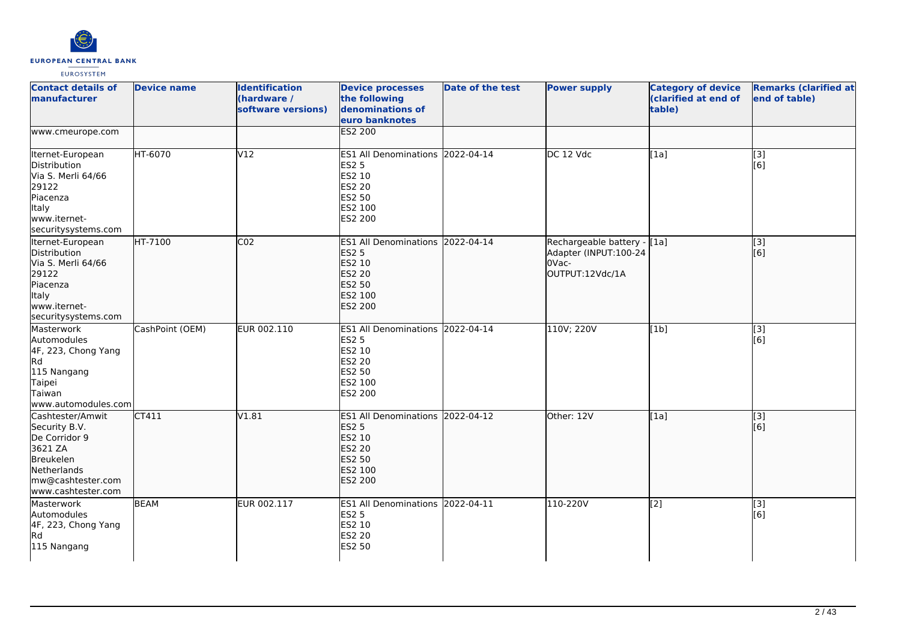| Contact details of manufacturer | Device name | Identification (hardware / software versions) | Device processes the following denominations of euro banknotes | Date of the test | Power supply | Category of device (clarified at end of table) | Remarks (clarified at end of table) |
|---|---|---|---|---|---|---|---|
| www.cmeurope.com | | | ES2 200 | | | | |
| Iternet-European Distribution<br>Via S. Merli 64/66<br>29122<br>Piacenza<br>Italy<br>www.iternet-securitysystems.com | HT-6070 | V12 | ES1 All Denominations<br>ES2 5<br>ES2 10<br>ES2 20<br>ES2 50<br>ES2 100<br>ES2 200 | 2022-04-14 | DC 12 Vdc | [1a] | [3]<br>[6] |
| Iternet-European Distribution<br>Via S. Merli 64/66<br>29122<br>Piacenza<br>Italy<br>www.iternet-securitysystems.com | HT-7100 | C02 | ES1 All Denominations<br>ES2 5<br>ES2 10<br>ES2 20<br>ES2 50<br>ES2 100<br>ES2 200 | 2022-04-14 | Rechargeable battery - Adapter (INPUT:100-240Vac-OUTPUT:12Vdc/1A | [1a] | [3]<br>[6] |
| Masterwork Automodules<br>4F, 223, Chong Yang Rd<br>115 Nangang<br>Taipei<br>Taiwan<br>www.automodules.com | CashPoint (OEM) | EUR 002.110 | ES1 All Denominations<br>ES2 5<br>ES2 10<br>ES2 20<br>ES2 50<br>ES2 100<br>ES2 200 | 2022-04-14 | 110V; 220V | [1b] | [3]<br>[6] |
| Cashtester/Amwit Security B.V.<br>De Corridor 9<br>3621 ZA<br>Breukelen<br>Netherlands<br>mw@cashtester.com<br>www.cashtester.com | CT411 | V1.81 | ES1 All Denominations<br>ES2 5<br>ES2 10<br>ES2 20<br>ES2 50<br>ES2 100<br>ES2 200 | 2022-04-12 | Other: 12V | [1a] | [3]<br>[6] |
| Masterwork Automodules<br>4F, 223, Chong Yang Rd<br>115 Nangang | BEAM | EUR 002.117 | ES1 All Denominations<br>ES2 5<br>ES2 10<br>ES2 20<br>ES2 50 | 2022-04-11 | 110-220V | [2] | [3]<br>[6] |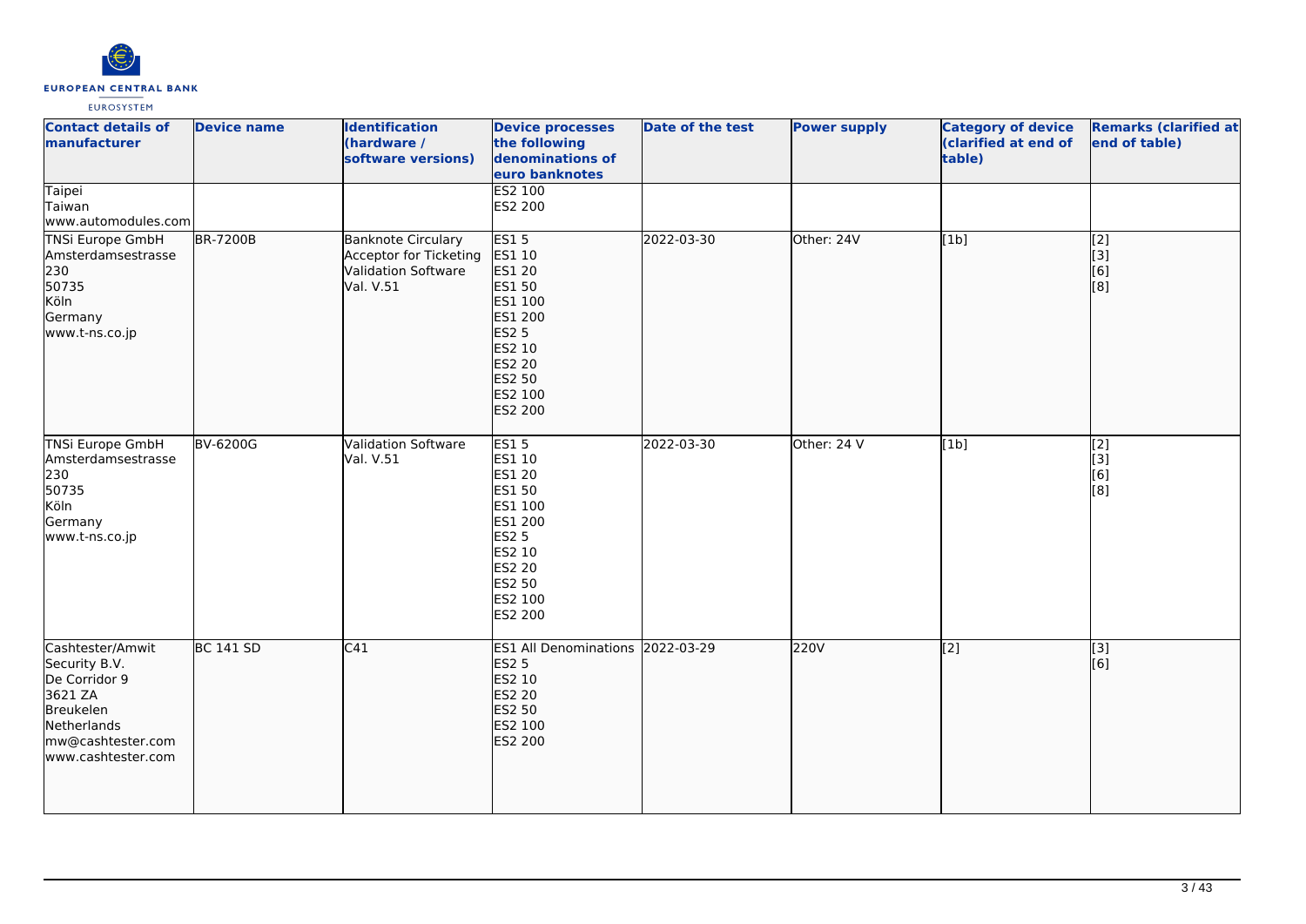| Contact details of manufacturer | Device name | Identification (hardware / software versions) | Device processes the following denominations of euro banknotes | Date of the test | Power supply | Category of device (clarified at end of table) | Remarks (clarified at end of table) |
|---|---|---|---|---|---|---|---|
| Taipei<br>Taiwan<br>www.automodules.com | | | ES2 100<br>ES2 200 | | | | |
| TNSi Europe GmbH<br>Amsterdamsestrasse 230<br>50735<br>Köln<br>Germany<br>www.t-ns.co.jp | BR-7200B | Banknote Circulary Acceptor for Ticketing Validation Software Val. V.51 | ES1 5<br>ES1 10<br>ES1 20<br>ES1 50<br>ES1 100<br>ES1 200<br>ES2 5<br>ES2 10<br>ES2 20<br>ES2 50<br>ES2 100<br>ES2 200 | 2022-03-30 | Other: 24V | [1b] | [2]<br>[3]<br>[6]<br>[8] |
| TNSi Europe GmbH<br>Amsterdamsestrasse 230<br>50735<br>Köln<br>Germany<br>www.t-ns.co.jp | BV-6200G | Validation Software Val. V.51 | ES1 5<br>ES1 10<br>ES1 20<br>ES1 50<br>ES1 100<br>ES1 200<br>ES2 5<br>ES2 10<br>ES2 20<br>ES2 50<br>ES2 100<br>ES2 200 | 2022-03-30 | Other: 24 V | [1b] | [2]<br>[3]<br>[6]<br>[8] |
| Cashtester/Amwit Security B.V.<br>De Corridor 9<br>3621 ZA<br>Breukelen<br>Netherlands<br>mw@cashtester.com<br>www.cashtester.com | BC 141 SD | C41 | ES1 All Denominations<br>ES2 5<br>ES2 10<br>ES2 20<br>ES2 50<br>ES2 100<br>ES2 200 | 2022-03-29 | 220V | [2] | [3]<br>[6] |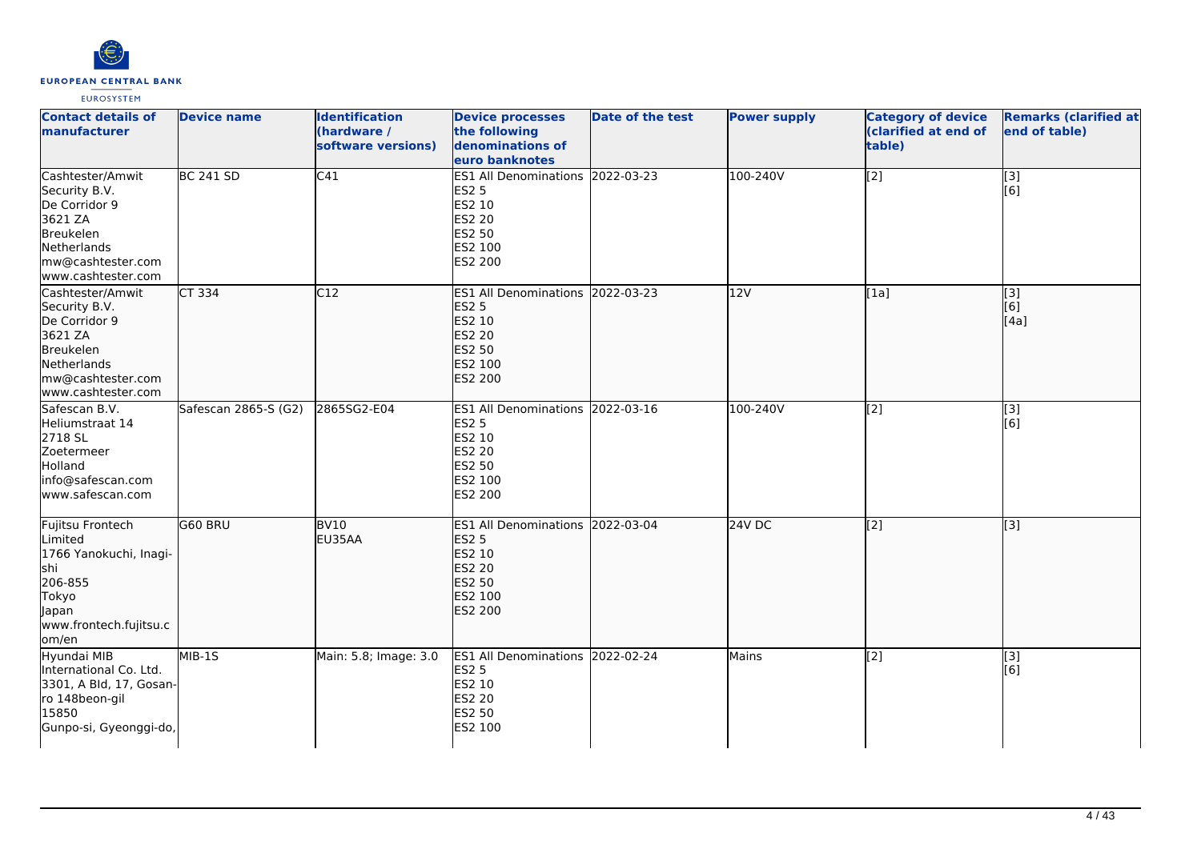| Contact details of manufacturer | Device name | Identification (hardware / software versions) | Device processes the following denominations of euro banknotes | Date of the test | Power supply | Category of device (clarified at end of table) | Remarks (clarified at end of table) |
|---|---|---|---|---|---|---|---|
| Cashtester/Amwit Security B.V.<br>De Corridor 9<br>3621 ZA<br>Breukelen<br>Netherlands<br>mw@cashtester.com<br>www.cashtester.com | BC 241 SD | C41 | ES1 All Denominations<br>ES2 5<br>ES2 10<br>ES2 20<br>ES2 50<br>ES2 100<br>ES2 200 | 2022-03-23 | 100-240V | [2] | [3]<br>[6] |
| Cashtester/Amwit Security B.V.<br>De Corridor 9<br>3621 ZA<br>Breukelen<br>Netherlands<br>mw@cashtester.com<br>www.cashtester.com | CT 334 | C12 | ES1 All Denominations<br>ES2 5<br>ES2 10<br>ES2 20<br>ES2 50<br>ES2 100<br>ES2 200 | 2022-03-23 | 12V | [1a] | [3]<br>[6]<br>[4a] |
| Safescan B.V.<br>Heliumstraat 14<br>2718 SL<br>Zoetermeer<br>Holland<br>info@safescan.com<br>www.safescan.com | Safescan 2865-S (G2) | 2865SG2-E04 | ES1 All Denominations<br>ES2 5<br>ES2 10<br>ES2 20<br>ES2 50<br>ES2 100<br>ES2 200 | 2022-03-16 | 100-240V | [2] | [3]<br>[6] |
| Fujitsu Frontech Limited<br>1766 Yanokuchi, Inagi-shi<br>206-855<br>Tokyo<br>Japan<br>www.frontech.fujitsu.com/en | G60 BRU | BV10<br>EU35AA | ES1 All Denominations<br>ES2 5<br>ES2 10<br>ES2 20<br>ES2 50<br>ES2 100<br>ES2 200 | 2022-03-04 | 24V DC | [2] | [3] |
| Hyundai MIB International Co. Ltd.<br>3301, A Bld, 17, Gosan-ro 148beon-gil<br>15850<br>Gunpo-si, Gyeonggi-do, | MIB-1S | Main: 5.8; Image: 3.0 | ES1 All Denominations<br>ES2 5<br>ES2 10<br>ES2 20<br>ES2 50<br>ES2 100 | 2022-02-24 | Mains | [2] | [3]<br>[6] |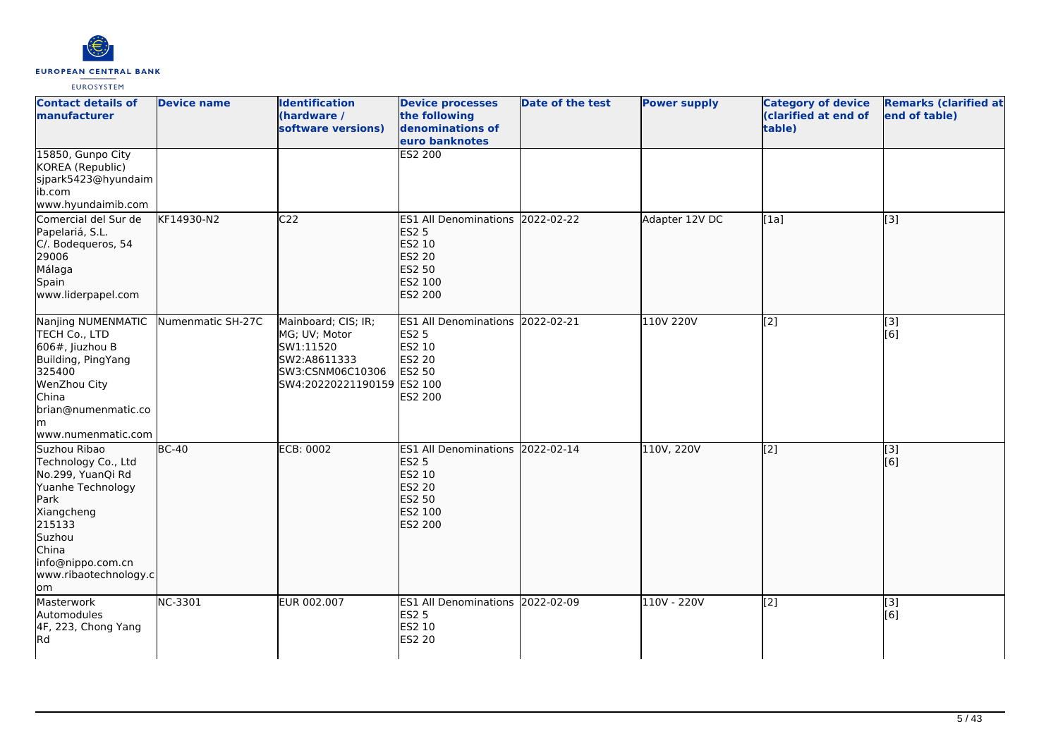| Contact details of manufacturer | Device name | Identification (hardware / software versions) | Device processes the following denominations of euro banknotes | Date of the test | Power supply | Category of device (clarified at end of table) | Remarks (clarified at end of table) |
| --- | --- | --- | --- | --- | --- | --- | --- |
| 15850, Gunpo City<br>KOREA (Republic)<br>sjpark5423@hyundaimib.com<br>www.hyundaimib.com | | | ES2 200 | | | | |
| Comercial del Sur de Papelariá, S.L.<br>C/. Bodequeros, 54<br>29006<br>Málaga<br>Spain<br>www.liderpapel.com | KF14930-N2 | C22 | ES1 All Denominations<br>ES2 5<br>ES2 10<br>ES2 20<br>ES2 50<br>ES2 100<br>ES2 200 | 2022-02-22 | Adapter 12V DC | [1a] | [3] |
| Nanjing NUMENMATIC TECH Co., LTD<br>606#, Jiuzhou B Building, PingYang<br>325400<br>WenZhou City<br>China<br>brian@numenmatic.com<br>www.numenmatic.com | Numenmatic SH-27C | Mainboard; CIS; IR; MG; UV; Motor<br>SW1:11520<br>SW2:A8611333<br>SW3:CSNM06C10306<br>SW4:20220221190159 | ES1 All Denominations<br>ES2 5<br>ES2 10<br>ES2 20<br>ES2 50<br>ES2 100<br>ES2 200 | 2022-02-21 | 110V 220V | [2] | [3]<br>[6] |
| Suzhou Ribao Technology Co., Ltd<br>No.299, YuanQi Rd<br>Yuanhe Technology Park<br>Xiangcheng<br>215133<br>Suzhou<br>China<br>info@nippo.com.cn<br>www.ribaotechnology.com | BC-40 | ECB: 0002 | ES1 All Denominations<br>ES2 5<br>ES2 10<br>ES2 20<br>ES2 50<br>ES2 100<br>ES2 200 | 2022-02-14 | 110V, 220V | [2] | [3]<br>[6] |
| Masterwork Automodules<br>4F, 223, Chong Yang Rd | NC-3301 | EUR 002.007 | ES1 All Denominations<br>ES2 5<br>ES2 10<br>ES2 20 | 2022-02-09 | 110V - 220V | [2] | [3]<br>[6] |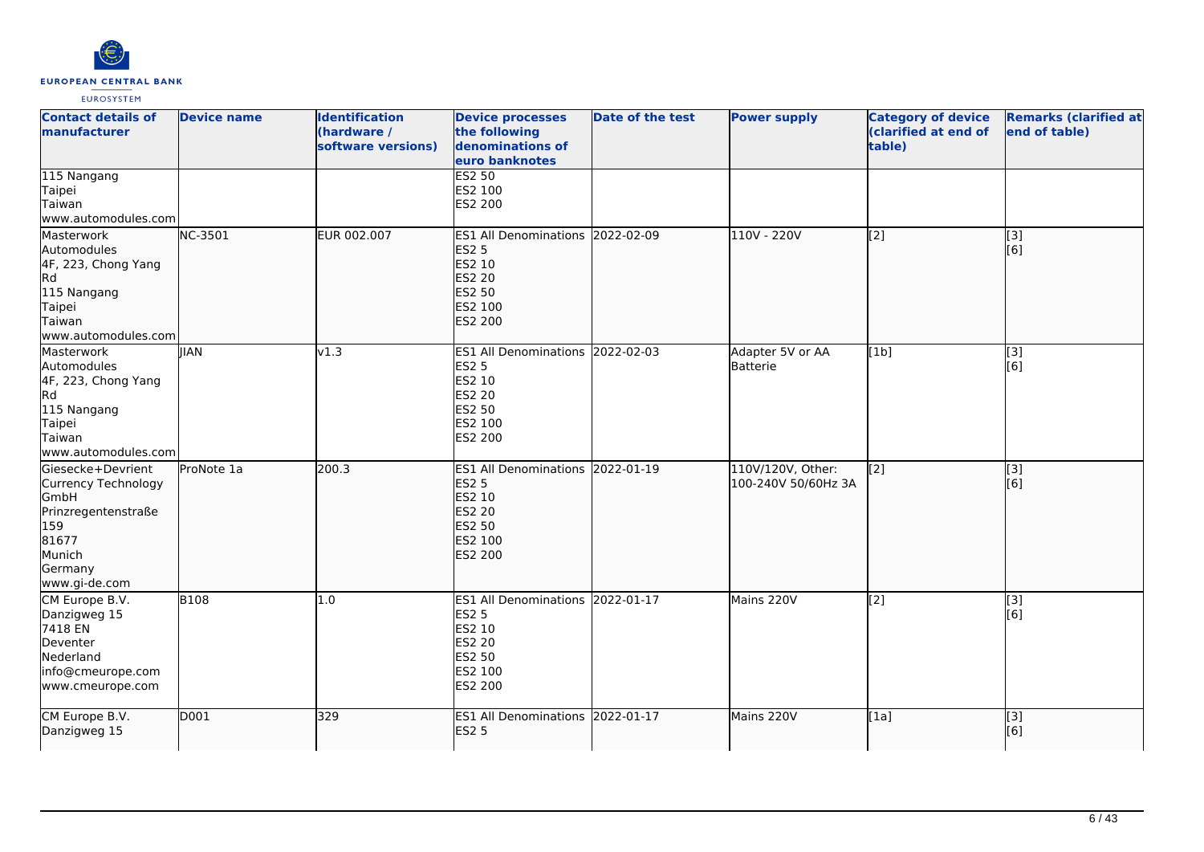| Contact details of manufacturer | Device name | Identification (hardware / software versions) | Device processes the following denominations of euro banknotes | Date of the test | Power supply | Category of device (clarified at end of table) | Remarks (clarified at end of table) |
|---|---|---|---|---|---|---|---|
| 115 Nangang<br>Taipei<br>Taiwan<br>www.automodules.com | | | ES2 50<br>ES2 100<br>ES2 200 | | | | |
| Masterwork Automodules<br>4F, 223, Chong Yang Rd<br>115 Nangang<br>Taipei<br>Taiwan<br>www.automodules.com | NC-3501 | EUR 002.007 | ES1 All Denominations<br>ES2 5<br>ES2 10<br>ES2 20<br>ES2 50<br>ES2 100<br>ES2 200 | 2022-02-09 | 110V - 220V | [2] | [3]<br>[6] |
| Masterwork Automodules<br>4F, 223, Chong Yang Rd<br>115 Nangang<br>Taipei<br>Taiwan<br>www.automodules.com | JIAN | v1.3 | ES1 All Denominations<br>ES2 5<br>ES2 10<br>ES2 20<br>ES2 50<br>ES2 100<br>ES2 200 | 2022-02-03 | Adapter 5V or AA Batterie | [1b] | [3]<br>[6] |
| Giesecke+Devrient Currency Technology GmbH<br>Prinzregentenstraße 159<br>81677<br>Munich<br>Germany<br>www.gi-de.com | ProNote 1a | 200.3 | ES1 All Denominations<br>ES2 5<br>ES2 10<br>ES2 20<br>ES2 50<br>ES2 100<br>ES2 200 | 2022-01-19 | 110V/120V, Other: 100-240V 50/60Hz 3A | [2] | [3]<br>[6] |
| CM Europe B.V.<br>Danzigweg 15<br>7418 EN<br>Deventer<br>Nederland<br>info@cmeurope.com<br>www.cmeurope.com | B108 | 1.0 | ES1 All Denominations<br>ES2 5<br>ES2 10<br>ES2 20<br>ES2 50<br>ES2 100<br>ES2 200 | 2022-01-17 | Mains 220V | [2] | [3]<br>[6] |
| CM Europe B.V.<br>Danzigweg 15 | D001 | 329 | ES1 All Denominations<br>ES2 5 | 2022-01-17 | Mains 220V | [1a] | [3]<br>[6] |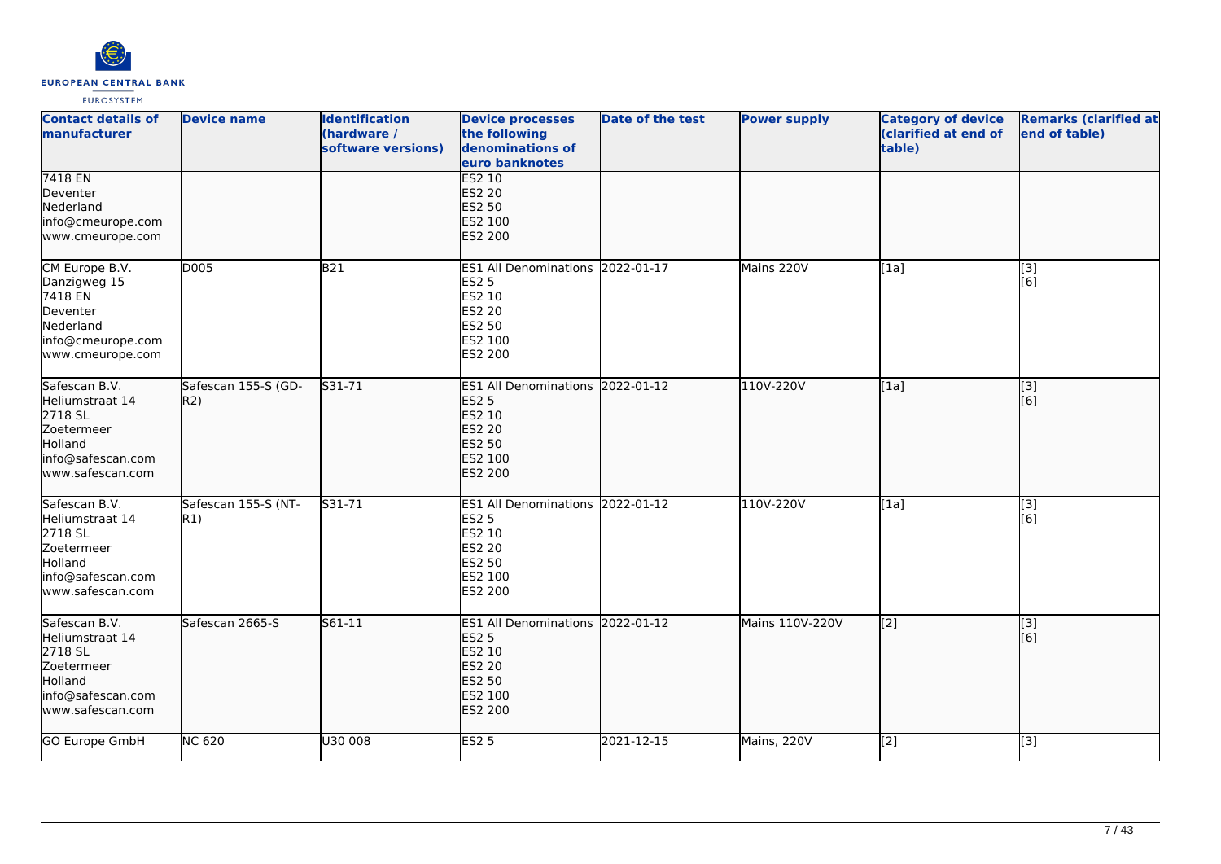| Contact details of manufacturer | Device name | Identification (hardware / software versions) | Device processes the following denominations of euro banknotes | Date of the test | Power supply | Category of device (clarified at end of table) | Remarks (clarified at end of table) |
|---|---|---|---|---|---|---|---|
| 7418 EN<br>Deventer<br>Nederland<br>info@cmeurope.com<br>www.cmeurope.com | | | ES2 10<br>ES2 20<br>ES2 50<br>ES2 100<br>ES2 200 | | | | |
| CM Europe B.V.<br>Danzigweg 15<br>7418 EN<br>Deventer<br>Nederland<br>info@cmeurope.com<br>www.cmeurope.com | D005 | B21 | ES1 All Denominations<br>ES2 5<br>ES2 10<br>ES2 20<br>ES2 50<br>ES2 100<br>ES2 200 | 2022-01-17 | Mains 220V | [1a] | [3]<br>[6] |
| Safescan B.V.<br>Heliumstraat 14<br>2718 SL<br>Zoetermeer<br>Holland<br>info@safescan.com<br>www.safescan.com | Safescan 155-S (GD-R2) | S31-71 | ES1 All Denominations<br>ES2 5<br>ES2 10<br>ES2 20<br>ES2 50<br>ES2 100<br>ES2 200 | 2022-01-12 | 110V-220V | [1a] | [3]<br>[6] |
| Safescan B.V.<br>Heliumstraat 14<br>2718 SL<br>Zoetermeer<br>Holland<br>info@safescan.com<br>www.safescan.com | Safescan 155-S (NT-R1) | S31-71 | ES1 All Denominations<br>ES2 5<br>ES2 10<br>ES2 20<br>ES2 50<br>ES2 100<br>ES2 200 | 2022-01-12 | 110V-220V | [1a] | [3]<br>[6] |
| Safescan B.V.<br>Heliumstraat 14<br>2718 SL<br>Zoetermeer<br>Holland<br>info@safescan.com<br>www.safescan.com | Safescan 2665-S | S61-11 | ES1 All Denominations<br>ES2 5<br>ES2 10<br>ES2 20<br>ES2 50<br>ES2 100<br>ES2 200 | 2022-01-12 | Mains 110V-220V | [2] | [3]<br>[6] |
| GO Europe GmbH | NC 620 | U30 008 | ES2 5 | 2021-12-15 | Mains, 220V | [2] | [3] |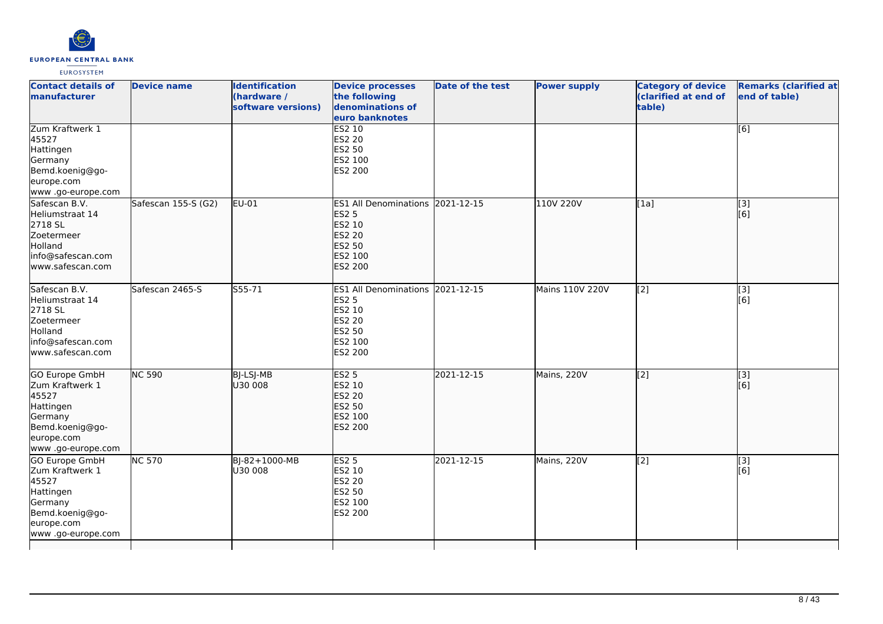| Contact details of manufacturer | Device name | Identification (hardware / software versions) | Device processes the following denominations of euro banknotes | Date of the test | Power supply | Category of device (clarified at end of table) | Remarks (clarified at end of table) |
|---|---|---|---|---|---|---|---|
| Zum Kraftwerk 1<br>45527<br>Hattingen<br>Germany<br>Bemd.koenig@go-europe.com<br>www .go-europe.com | | | ES2 10<br>ES2 20<br>ES2 50<br>ES2 100<br>ES2 200 | | | | [6] |
| Safescan B.V.<br>Heliumstraat 14<br>2718 SL<br>Zoetermeer<br>Holland<br>info@safescan.com<br>www.safescan.com | Safescan 155-S (G2) | EU-01 | ES1 All Denominations<br>ES2 5<br>ES2 10<br>ES2 20<br>ES2 50<br>ES2 100<br>ES2 200 | 2021-12-15 | 110V 220V | [1a] | [3]<br>[6] |
| Safescan B.V.<br>Heliumstraat 14<br>2718 SL<br>Zoetermeer<br>Holland<br>info@safescan.com<br>www.safescan.com | Safescan 2465-S | S55-71 | ES1 All Denominations<br>ES2 5<br>ES2 10<br>ES2 20<br>ES2 50<br>ES2 100<br>ES2 200 | 2021-12-15 | Mains 110V 220V | [2] | [3]<br>[6] |
| GO Europe GmbH<br>Zum Kraftwerk 1<br>45527<br>Hattingen<br>Germany<br>Bemd.koenig@go-europe.com<br>www .go-europe.com | NC 590 | BJ-LSJ-MB<br>U30 008 | ES2 5<br>ES2 10<br>ES2 20<br>ES2 50<br>ES2 100<br>ES2 200 | 2021-12-15 | Mains, 220V | [2] | [3]<br>[6] |
| GO Europe GmbH<br>Zum Kraftwerk 1<br>45527<br>Hattingen<br>Germany<br>Bemd.koenig@go-europe.com<br>www .go-europe.com | NC 570 | BJ-82+1000-MB<br>U30 008 | ES2 5<br>ES2 10<br>ES2 20<br>ES2 50<br>ES2 100<br>ES2 200 | 2021-12-15 | Mains, 220V | [2] | [3]<br>[6] |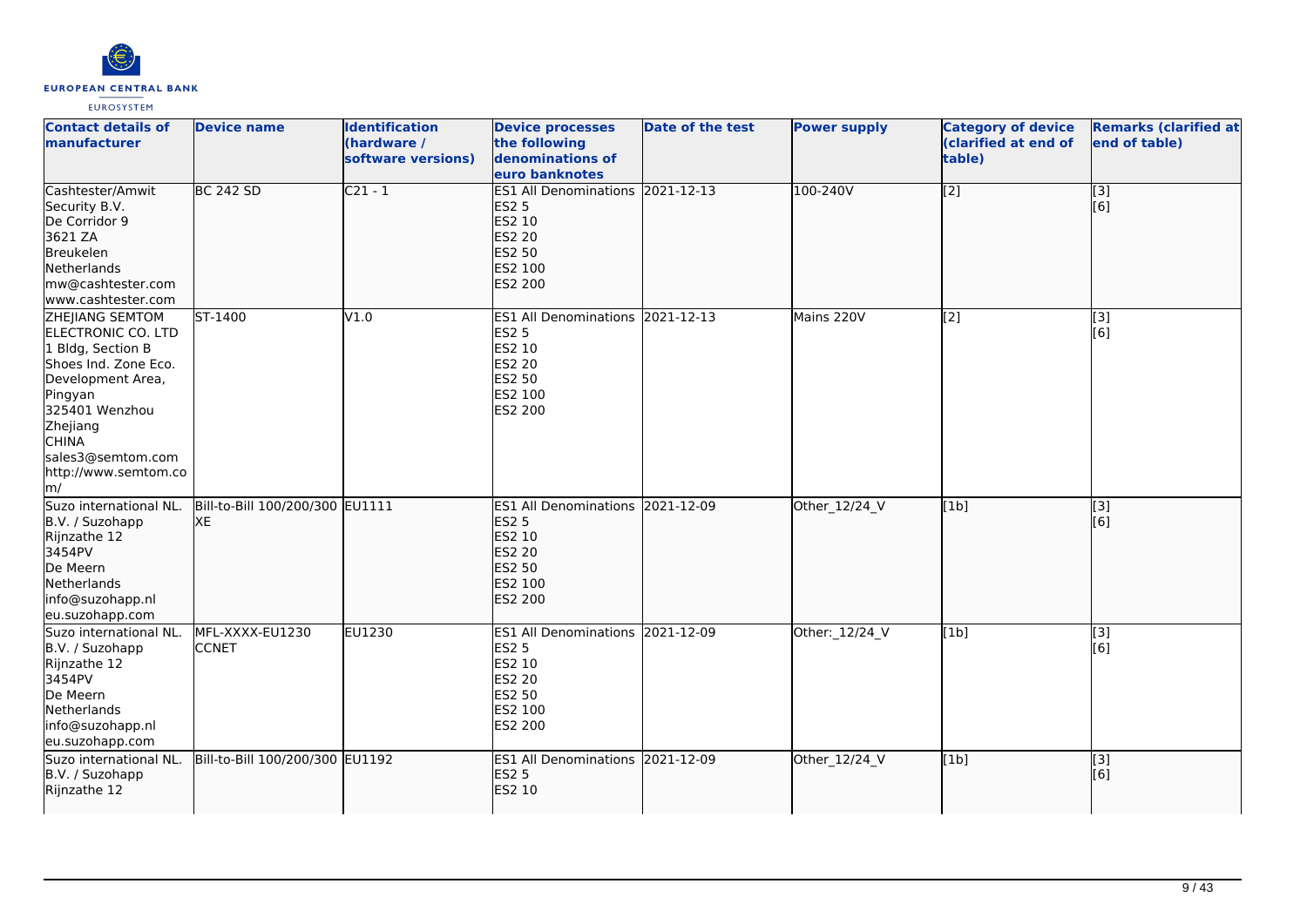| Contact details of manufacturer | Device name | Identification (hardware / software versions) | Device processes the following denominations of euro banknotes | Date of the test | Power supply | Category of device (clarified at end of table) | Remarks (clarified at end of table) |
|---|---|---|---|---|---|---|---|
| Cashtester/Amwit Security B.V.<br>De Corridor 9<br>3621 ZA<br>Breukelen<br>Netherlands<br>mw@cashtester.com<br>www.cashtester.com | BC 242 SD | C21 - 1 | ES1 All Denominations<br>ES2 5<br>ES2 10<br>ES2 20<br>ES2 50<br>ES2 100<br>ES2 200 | 2021-12-13 | 100-240V | [2] | [3]<br>[6] |
| ZHEJIANG SEMTOM ELECTRONIC CO. LTD<br>1 Bldg, Section B<br>Shoes Ind. Zone Eco. Development Area, Pingyan<br>325401 Wenzhou<br>Zhejiang<br>CHINA<br>sales3@semtom.com<br>http://www.semtom.com/ | ST-1400 | V1.0 | ES1 All Denominations<br>ES2 5<br>ES2 10<br>ES2 20<br>ES2 50<br>ES2 100<br>ES2 200 | 2021-12-13 | Mains 220V | [2] | [3]<br>[6] |
| Suzo international NL. B.V. / Suzohapp<br>Rijnzathe 12<br>3454PV<br>De Meern<br>Netherlands<br>info@suzohapp.nl<br>eu.suzohapp.com | Bill-to-Bill 100/200/300 XE | EU1111 | ES1 All Denominations<br>ES2 5<br>ES2 10<br>ES2 20<br>ES2 50<br>ES2 100<br>ES2 200 | 2021-12-09 | Other_12/24_V | [1b] | [3]<br>[6] |
| Suzo international NL. B.V. / Suzohapp<br>Rijnzathe 12<br>3454PV<br>De Meern<br>Netherlands<br>info@suzohapp.nl<br>eu.suzohapp.com | MFL-XXXX-EU1230 CCNET | EU1230 | ES1 All Denominations<br>ES2 5<br>ES2 10<br>ES2 20<br>ES2 50<br>ES2 100<br>ES2 200 | 2021-12-09 | Other:_12/24_V | [1b] | [3]<br>[6] |
| Suzo international NL. B.V. / Suzohapp<br>Rijnzathe 12 | Bill-to-Bill 100/200/300 | EU1192 | ES1 All Denominations<br>ES2 5<br>ES2 10 | 2021-12-09 | Other_12/24_V | [1b] | [3]<br>[6] |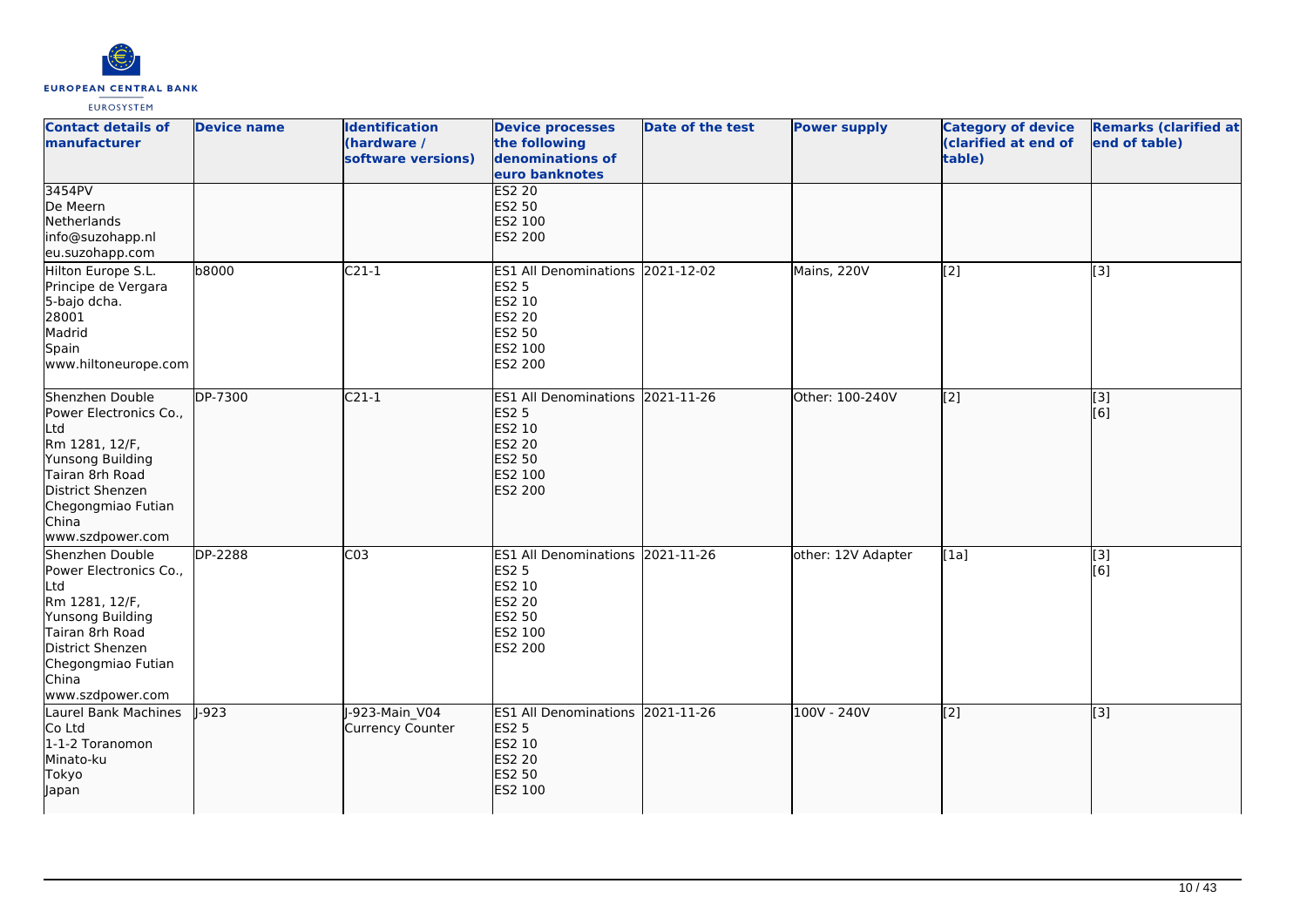| Contact details of manufacturer | Device name | Identification (hardware / software versions) | Device processes the following denominations of euro banknotes | Date of the test | Power supply | Category of device (clarified at end of table) | Remarks (clarified at end of table) |
| --- | --- | --- | --- | --- | --- | --- | --- |
| 3454PV<br>De Meern<br>Netherlands<br>info@suzohapp.nl<br>eu.suzohapp.com | | | ES2 20<br>ES2 50<br>ES2 100<br>ES2 200 | | | | |
| Hilton Europe S.L.<br>Principe de Vergara<br>5-bajo dcha.<br>28001<br>Madrid<br>Spain<br>www.hiltoneurope.com | b8000 | C21-1 | ES1 All Denominations<br>ES2 5<br>ES2 10<br>ES2 20<br>ES2 50<br>ES2 100<br>ES2 200 | 2021-12-02 | Mains, 220V | [2] | [3] |
| Shenzhen Double Power Electronics Co., Ltd<br>Rm 1281, 12/F,<br>Yunsong Building<br>Tairan 8rh Road<br>District Shenzen<br>Chegongmiao Futian<br>China<br>www.szdpower.com | DP-7300 | C21-1 | ES1 All Denominations<br>ES2 5<br>ES2 10<br>ES2 20<br>ES2 50<br>ES2 100<br>ES2 200 | 2021-11-26 | Other: 100-240V | [2] | [3]<br>[6] |
| Shenzhen Double Power Electronics Co., Ltd<br>Rm 1281, 12/F,<br>Yunsong Building<br>Tairan 8rh Road<br>District Shenzen<br>Chegongmiao Futian<br>China<br>www.szdpower.com | DP-2288 | C03 | ES1 All Denominations<br>ES2 5<br>ES2 10<br>ES2 20<br>ES2 50<br>ES2 100<br>ES2 200 | 2021-11-26 | other: 12V Adapter | [1a] | [3]<br>[6] |
| Laurel Bank Machines Co Ltd<br>1-1-2 Toranomon<br>Minato-ku<br>Tokyo<br>Japan | J-923 | J-923-Main_V04<br>Currency Counter | ES1 All Denominations<br>ES2 5<br>ES2 10<br>ES2 20<br>ES2 50<br>ES2 100 | 2021-11-26 | 100V - 240V | [2] | [3] |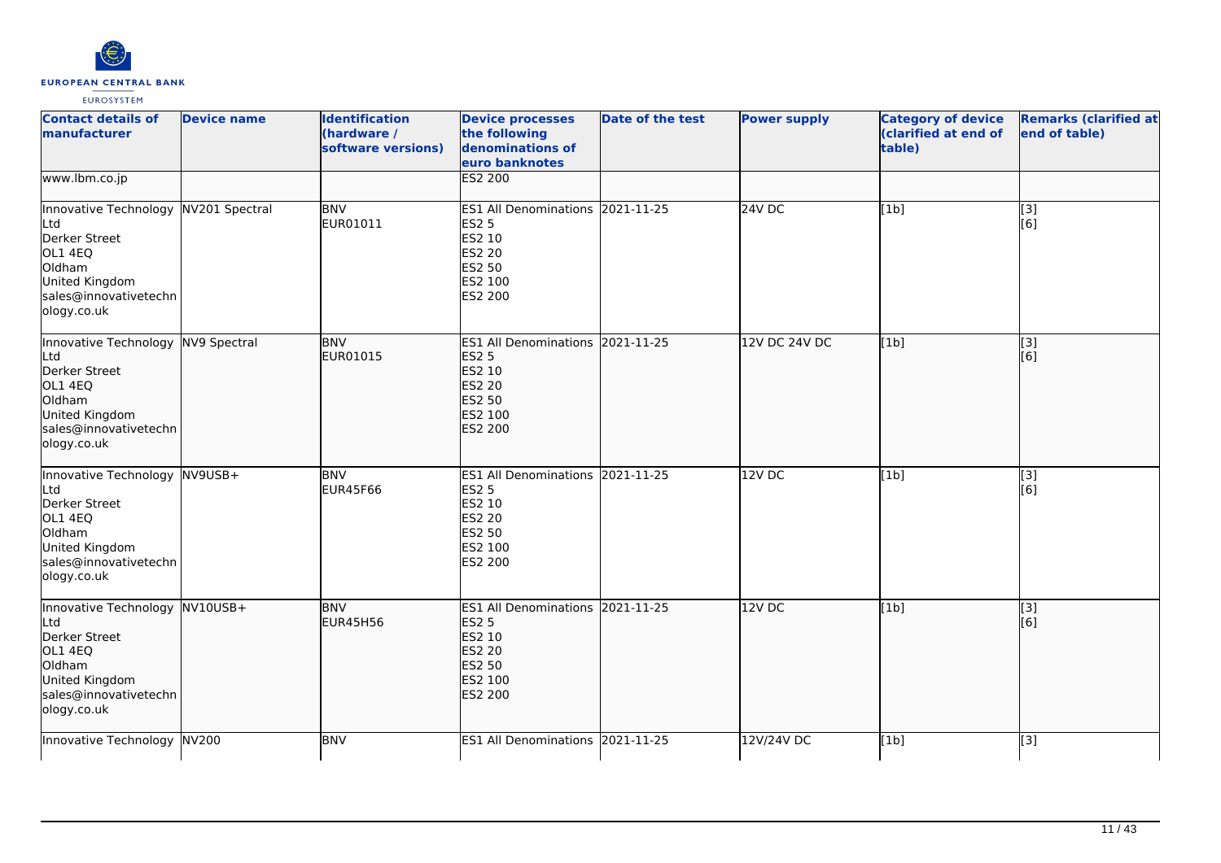| Contact details of manufacturer | Device name | Identification (hardware / software versions) | Device processes the following denominations of euro banknotes | Date of the test | Power supply | Category of device (clarified at end of table) | Remarks (clarified at end of table) |
|---|---|---|---|---|---|---|---|
| www.lbm.co.jp | | | ES2 200 | | | | |
| Innovative Technology Ltd<br>Derker Street<br>OL1 4EQ<br>Oldham<br>United Kingdom<br>sales@innovativetechnology.co.uk | NV201 Spectral | BNV<br>EUR01011 | ES1 All Denominations<br>ES2 5<br>ES2 10<br>ES2 20<br>ES2 50<br>ES2 100<br>ES2 200 | 2021-11-25 | 24V DC | [1b] | [3]<br>[6] |
| Innovative Technology Ltd<br>Derker Street<br>OL1 4EQ<br>Oldham<br>United Kingdom<br>sales@innovativetechnology.co.uk | NV9 Spectral | BNV<br>EUR01015 | ES1 All Denominations<br>ES2 5<br>ES2 10<br>ES2 20<br>ES2 50<br>ES2 100<br>ES2 200 | 2021-11-25 | 12V DC 24V DC | [1b] | [3]<br>[6] |
| Innovative Technology Ltd<br>Derker Street<br>OL1 4EQ<br>Oldham<br>United Kingdom<br>sales@innovativetechnology.co.uk | NV9USB+ | BNV<br>EUR45F66 | ES1 All Denominations<br>ES2 5<br>ES2 10<br>ES2 20<br>ES2 50<br>ES2 100<br>ES2 200 | 2021-11-25 | 12V DC | [1b] | [3]<br>[6] |
| Innovative Technology Ltd<br>Derker Street<br>OL1 4EQ<br>Oldham<br>United Kingdom<br>sales@innovativetechnology.co.uk | NV10USB+ | BNV<br>EUR45H56 | ES1 All Denominations<br>ES2 5<br>ES2 10<br>ES2 20<br>ES2 50<br>ES2 100<br>ES2 200 | 2021-11-25 | 12V DC | [1b] | [3]<br>[6] |
| Innovative Technology | NV200 | BNV | ES1 All Denominations | 2021-11-25 | 12V/24V DC | [1b] | [3] |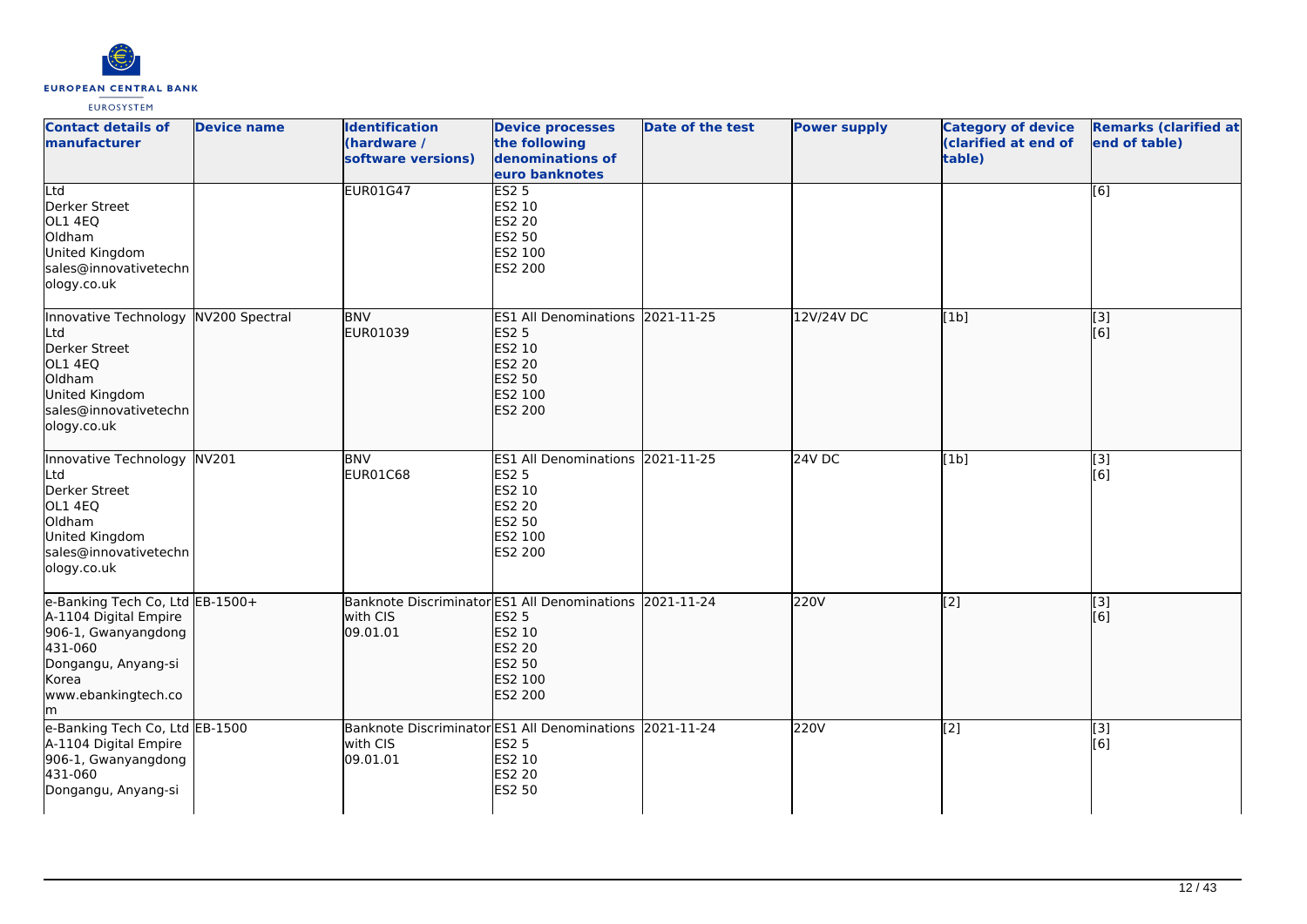| Contact details of manufacturer | Device name | Identification (hardware / software versions) | Device processes the following denominations of euro banknotes | Date of the test | Power supply | Category of device (clarified at end of table) | Remarks (clarified at end of table) |
|---|---|---|---|---|---|---|---|
| Ltd<br>Derker Street<br>OL1 4EQ<br>Oldham<br>United Kingdom<br>sales@innovativetechnology.co.uk | | EUR01G47 | ES2 5<br>ES2 10<br>ES2 20<br>ES2 50<br>ES2 100<br>ES2 200 | | | | [6] |
| Innovative Technology Ltd<br>Derker Street<br>OL1 4EQ<br>Oldham<br>United Kingdom<br>sales@innovativetechnology.co.uk | NV200 Spectral | BNV<br>EUR01039 | ES1 All Denominations<br>ES2 5<br>ES2 10<br>ES2 20<br>ES2 50<br>ES2 100<br>ES2 200 | 2021-11-25 | 12V/24V DC | [1b] | [3]<br>[6] |
| Innovative Technology Ltd<br>Derker Street<br>OL1 4EQ<br>Oldham<br>United Kingdom<br>sales@innovativetechnology.co.uk | NV201 | BNV<br>EUR01C68 | ES1 All Denominations<br>ES2 5<br>ES2 10<br>ES2 20<br>ES2 50<br>ES2 100<br>ES2 200 | 2021-11-25 | 24V DC | [1b] | [3]<br>[6] |
| e-Banking Tech Co, Ltd<br>A-1104 Digital Empire<br>906-1, Gwanyangdong<br>431-060<br>Dongangu, Anyang-si<br>Korea<br>www.ebankingtech.com | EB-1500+ | Banknote Discriminator with CIS<br>09.01.01 | ES1 All Denominations<br>ES2 5<br>ES2 10<br>ES2 20<br>ES2 50<br>ES2 100<br>ES2 200 | 2021-11-24 | 220V | [2] | [3]<br>[6] |
| e-Banking Tech Co, Ltd<br>A-1104 Digital Empire<br>906-1, Gwanyangdong<br>431-060<br>Dongangu, Anyang-si | EB-1500 | Banknote Discriminator with CIS<br>09.01.01 | ES1 All Denominations<br>ES2 5<br>ES2 10<br>ES2 20<br>ES2 50 | 2021-11-24 | 220V | [2] | [3]<br>[6] |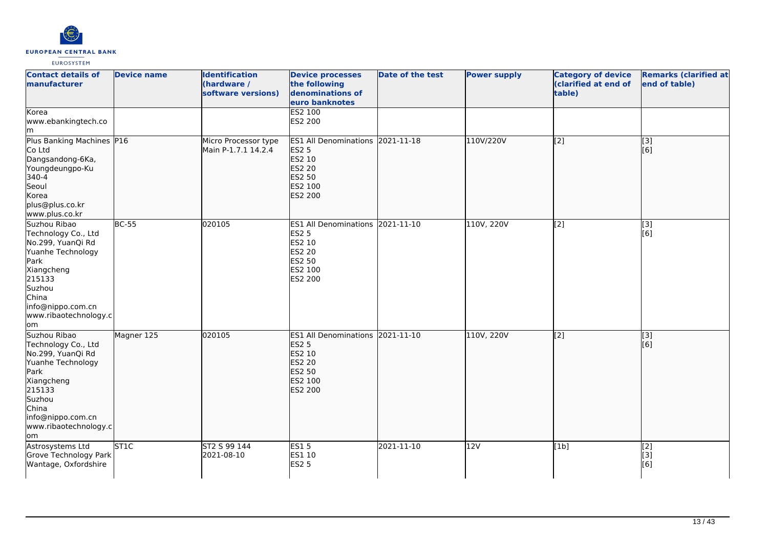| Contact details of manufacturer | Device name | Identification (hardware / software versions) | Device processes the following denominations of euro banknotes | Date of the test | Power supply | Category of device (clarified at end of table) | Remarks (clarified at end of table) |
|---|---|---|---|---|---|---|---|
| Korea<br>www.ebankingtech.com | | | ES2 100<br>ES2 200 | | | | |
| Plus Banking Machines Co Ltd<br>Dangsandong-6Ka, Youngdeungpo-Ku 340-4<br>Seoul<br>Korea<br>plus@plus.co.kr<br>www.plus.co.kr | P16 | Micro Processor type Main P-1.7.1 14.2.4 | ES1 All Denominations<br>ES2 5<br>ES2 10<br>ES2 20<br>ES2 50<br>ES2 100<br>ES2 200 | 2021-11-18 | 110V/220V | [2] | [3]<br>[6] |
| Suzhou Ribao Technology Co., Ltd<br>No.299, YuanQi Rd<br>Yuanhe Technology Park<br>Xiangcheng<br>215133<br>Suzhou<br>China<br>info@nippo.com.cn<br>www.ribaotechnology.com | BC-55 | 020105 | ES1 All Denominations<br>ES2 5<br>ES2 10<br>ES2 20<br>ES2 50<br>ES2 100<br>ES2 200 | 2021-11-10 | 110V, 220V | [2] | [3]<br>[6] |
| Suzhou Ribao Technology Co., Ltd<br>No.299, YuanQi Rd<br>Yuanhe Technology Park<br>Xiangcheng<br>215133<br>Suzhou<br>China<br>info@nippo.com.cn<br>www.ribaotechnology.com | Magner 125 | 020105 | ES1 All Denominations<br>ES2 5<br>ES2 10<br>ES2 20<br>ES2 50<br>ES2 100<br>ES2 200 | 2021-11-10 | 110V, 220V | [2] | [3]<br>[6] |
| Astrosystems Ltd<br>Grove Technology Park<br>Wantage, Oxfordshire | ST1C | ST2 S 99 144<br>2021-08-10 | ES1 5<br>ES1 10<br>ES2 5 | 2021-11-10 | 12V | [1b] | [2]<br>[3]<br>[6] |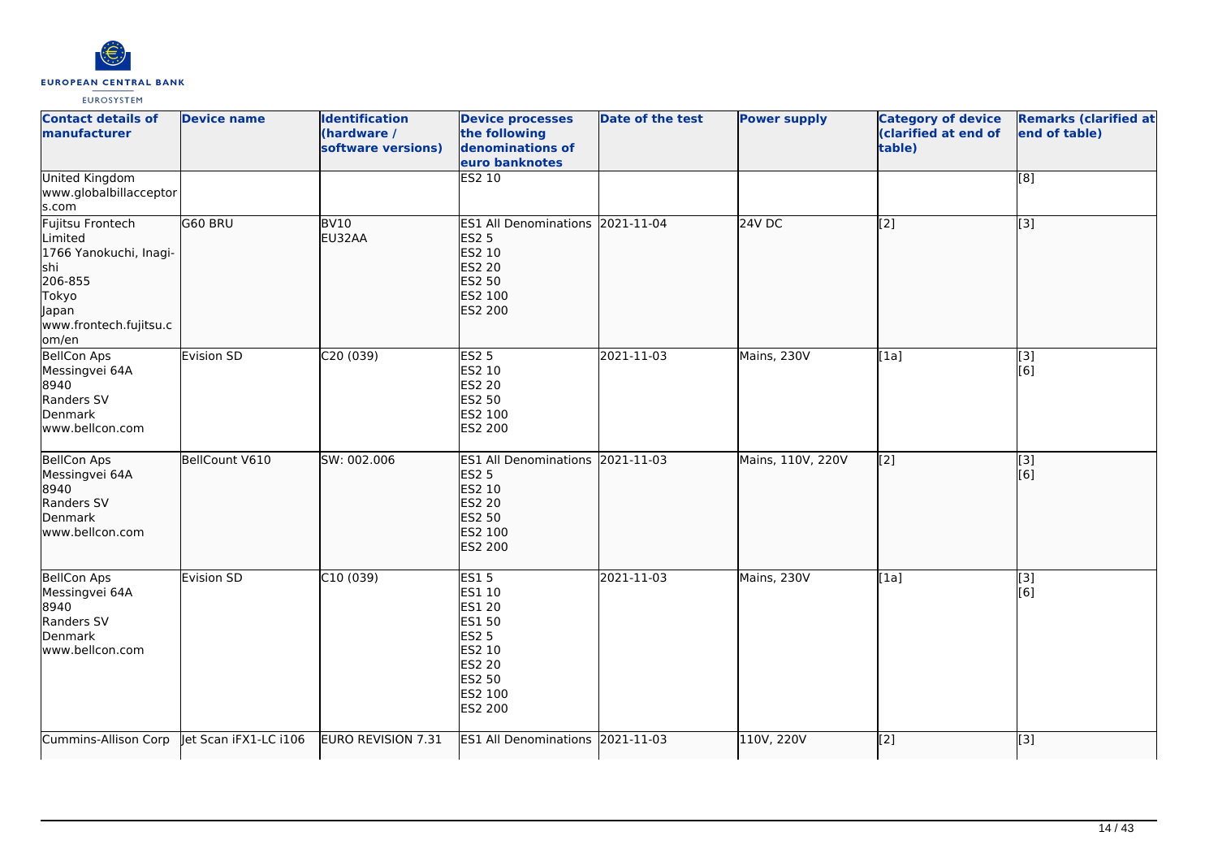| Contact details of manufacturer | Device name | Identification (hardware / software versions) | Device processes the following denominations of euro banknotes | Date of the test | Power supply | Category of device (clarified at end of table) | Remarks (clarified at end of table) |
|---|---|---|---|---|---|---|---|
| United Kingdom<br>www.globalbillacceptors.com | | | ES2 10 | | | | [8] |
| Fujitsu Frontech Limited<br>1766 Yanokuchi, Inagi-shi<br>206-855<br>Tokyo<br>Japan<br>www.frontech.fujitsu.com/en | G60 BRU | BV10<br>EU32AA | ES1 All Denominations<br>ES2 5<br>ES2 10<br>ES2 20<br>ES2 50<br>ES2 100<br>ES2 200 | 2021-11-04 | 24V DC | [2] | [3] |
| BellCon Aps<br>Messingvei 64A<br>8940<br>Randers SV<br>Denmark<br>www.bellcon.com | Evision SD | C20 (039) | ES2 5<br>ES2 10<br>ES2 20<br>ES2 50<br>ES2 100<br>ES2 200 | 2021-11-03 | Mains, 230V | [1a] | [3]<br>[6] |
| BellCon Aps<br>Messingvei 64A<br>8940<br>Randers SV<br>Denmark<br>www.bellcon.com | BellCount V610 | SW: 002.006 | ES1 All Denominations<br>ES2 5<br>ES2 10<br>ES2 20<br>ES2 50<br>ES2 100<br>ES2 200 | 2021-11-03 | Mains, 110V, 220V | [2] | [3]<br>[6] |
| BellCon Aps<br>Messingvei 64A<br>8940<br>Randers SV<br>Denmark<br>www.bellcon.com | Evision SD | C10 (039) | ES1 5<br>ES1 10<br>ES1 20<br>ES1 50<br>ES2 5<br>ES2 10<br>ES2 20<br>ES2 50<br>ES2 100<br>ES2 200 | 2021-11-03 | Mains, 230V | [1a] | [3]<br>[6] |
| Cummins-Allison Corp | Jet Scan iFX1-LC i106 | EURO REVISION 7.31 | ES1 All Denominations | 2021-11-03 | 110V, 220V | [2] | [3] |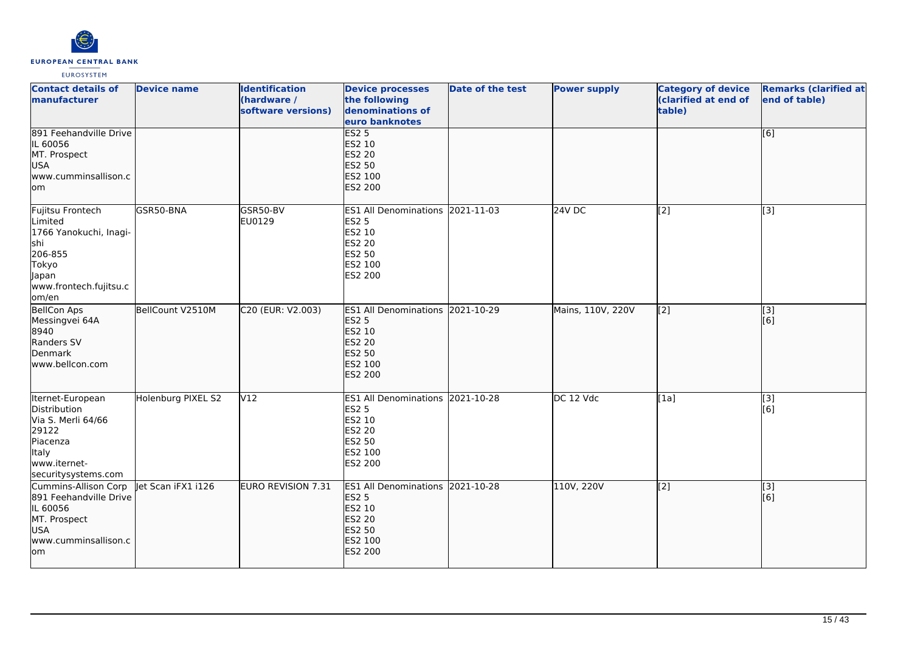| Contact details of manufacturer | Device name | Identification (hardware / software versions) | Device processes the following denominations of euro banknotes | Date of the test | Power supply | Category of device (clarified at end of table) | Remarks (clarified at end of table) |
|---|---|---|---|---|---|---|---|
| 891 Feehandville Drive<br>IL 60056<br>MT. Prospect<br>USA<br>www.cumminsallison.com | | | ES2 5<br>ES2 10<br>ES2 20<br>ES2 50<br>ES2 100<br>ES2 200 | | | | [6] |
| Fujitsu Frontech Limited<br>1766 Yanokuchi, Inagi-shi<br>206-855<br>Tokyo<br>Japan<br>www.frontech.fujitsu.com/en | GSR50-BNA | GSR50-BV<br>EU0129 | ES1 All Denominations<br>ES2 5<br>ES2 10<br>ES2 20<br>ES2 50<br>ES2 100<br>ES2 200 | 2021-11-03 | 24V DC | [2] | [3] |
| BellCon Aps<br>Messingvei 64A<br>8940<br>Randers SV<br>Denmark<br>www.bellcon.com | BellCount V2510M | C20 (EUR: V2.003) | ES1 All Denominations<br>ES2 5<br>ES2 10<br>ES2 20<br>ES2 50<br>ES2 100<br>ES2 200 | 2021-10-29 | Mains, 110V, 220V | [2] | [3]<br>[6] |
| Iternet-European Distribution<br>Via S. Merli 64/66<br>29122<br>Piacenza<br>Italy<br>www.iternet-securitysystems.com | Holenburg PIXEL S2 | V12 | ES1 All Denominations<br>ES2 5<br>ES2 10<br>ES2 20<br>ES2 50<br>ES2 100<br>ES2 200 | 2021-10-28 | DC 12 Vdc | [1a] | [3]<br>[6] |
| Cummins-Allison Corp<br>891 Feehandville Drive<br>IL 60056<br>MT. Prospect<br>USA<br>www.cumminsallison.com | Jet Scan iFX1 i126 | EURO REVISION 7.31 | ES1 All Denominations<br>ES2 5<br>ES2 10<br>ES2 20<br>ES2 50<br>ES2 100<br>ES2 200 | 2021-10-28 | 110V, 220V | [2] | [3]<br>[6] |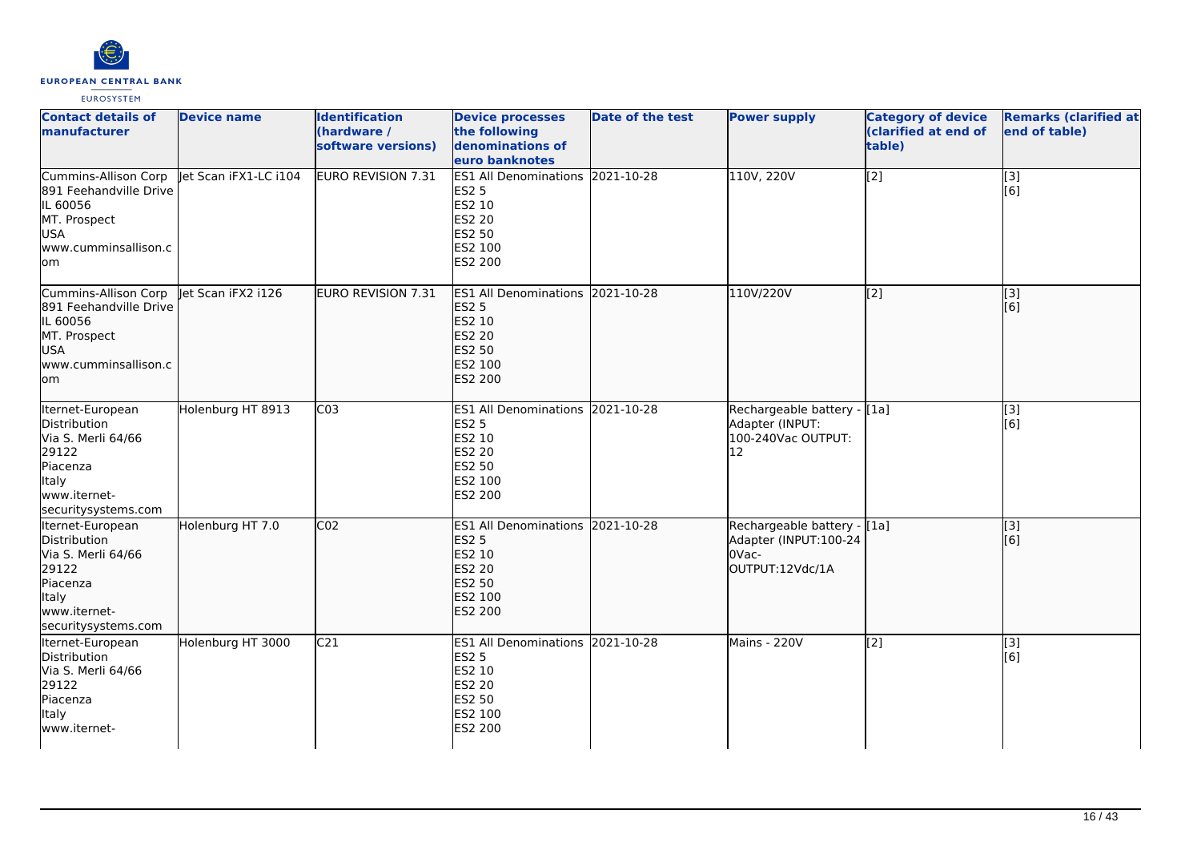| Contact details of manufacturer | Device name | Identification (hardware / software versions) | Device processes the following denominations of euro banknotes | Date of the test | Power supply | Category of device (clarified at end of table) | Remarks (clarified at end of table) |
|---|---|---|---|---|---|---|---|
| Cummins-Allison Corp 891 Feehandville Drive IL 60056 MT. Prospect USA www.cumminsallison.com | Jet Scan iFX1-LC i104 | EURO REVISION 7.31 | ES1 All Denominations ES2 5 ES2 10 ES2 20 ES2 50 ES2 100 ES2 200 | 2021-10-28 | 110V, 220V | [2] | [3] [6] |
| Cummins-Allison Corp 891 Feehandville Drive IL 60056 MT. Prospect USA www.cumminsallison.com | Jet Scan iFX2 i126 | EURO REVISION 7.31 | ES1 All Denominations ES2 5 ES2 10 ES2 20 ES2 50 ES2 100 ES2 200 | 2021-10-28 | 110V/220V | [2] | [3] [6] |
| Iternet-European Distribution Via S. Merli 64/66 29122 Piacenza Italy www.iternet-securitysystems.com | Holenburg HT 8913 | C03 | ES1 All Denominations ES2 5 ES2 10 ES2 20 ES2 50 ES2 100 ES2 200 | 2021-10-28 | Rechargeable battery - Adapter (INPUT: 100-240Vac OUTPUT: 12 | [1a] | [3] [6] |
| Iternet-European Distribution Via S. Merli 64/66 29122 Piacenza Italy www.iternet-securitysystems.com | Holenburg HT 7.0 | C02 | ES1 All Denominations ES2 5 ES2 10 ES2 20 ES2 50 ES2 100 ES2 200 | 2021-10-28 | Rechargeable battery - Adapter (INPUT:100-240Vac-OUTPUT:12Vdc/1A | [1a] | [3] [6] |
| Iternet-European Distribution Via S. Merli 64/66 29122 Piacenza Italy www.iternet- | Holenburg HT 3000 | C21 | ES1 All Denominations ES2 5 ES2 10 ES2 20 ES2 50 ES2 100 ES2 200 | 2021-10-28 | Mains - 220V | [2] | [3] [6] |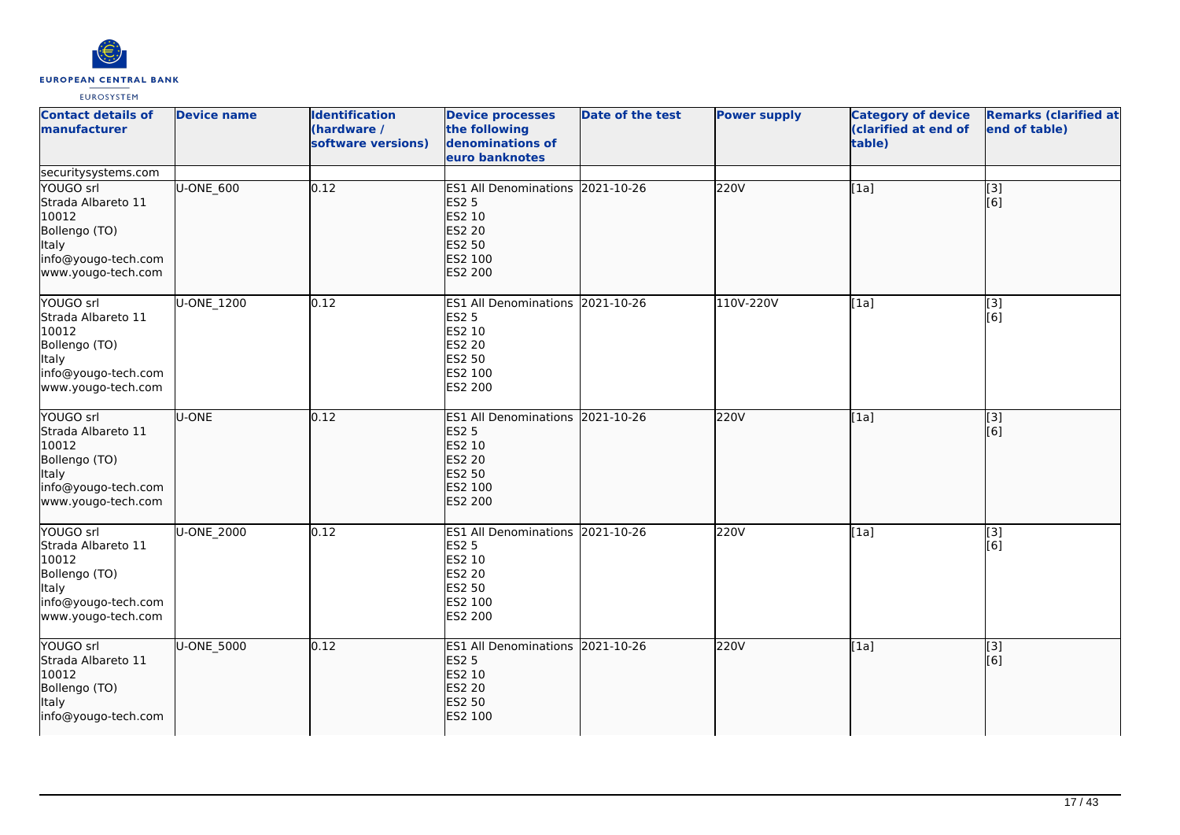| Contact details of manufacturer | Device name | Identification (hardware / software versions) | Device processes the following denominations of euro banknotes | Date of the test | Power supply | Category of device (clarified at end of table) | Remarks (clarified at end of table) |
| --- | --- | --- | --- | --- | --- | --- | --- |
| securitysystems.com | | | | | | | |
| YOUGO srl<br>Strada Albareto 11<br>10012<br>Bollengo (TO)<br>Italy<br>info@yougo-tech.com<br>www.yougo-tech.com | U-ONE_600 | 0.12 | ES1 All Denominations<br>ES2 5<br>ES2 10<br>ES2 20<br>ES2 50<br>ES2 100<br>ES2 200 | 2021-10-26 | 220V | [1a] | [3]<br>[6] |
| YOUGO srl<br>Strada Albareto 11<br>10012<br>Bollengo (TO)<br>Italy<br>info@yougo-tech.com<br>www.yougo-tech.com | U-ONE_1200 | 0.12 | ES1 All Denominations<br>ES2 5<br>ES2 10<br>ES2 20<br>ES2 50<br>ES2 100<br>ES2 200 | 2021-10-26 | 110V-220V | [1a] | [3]<br>[6] |
| YOUGO srl<br>Strada Albareto 11<br>10012<br>Bollengo (TO)<br>Italy<br>info@yougo-tech.com<br>www.yougo-tech.com | U-ONE | 0.12 | ES1 All Denominations<br>ES2 5<br>ES2 10<br>ES2 20<br>ES2 50<br>ES2 100<br>ES2 200 | 2021-10-26 | 220V | [1a] | [3]<br>[6] |
| YOUGO srl<br>Strada Albareto 11<br>10012<br>Bollengo (TO)<br>Italy<br>info@yougo-tech.com<br>www.yougo-tech.com | U-ONE_2000 | 0.12 | ES1 All Denominations<br>ES2 5<br>ES2 10<br>ES2 20<br>ES2 50<br>ES2 100<br>ES2 200 | 2021-10-26 | 220V | [1a] | [3]<br>[6] |
| YOUGO srl<br>Strada Albareto 11<br>10012<br>Bollengo (TO)<br>Italy<br>info@yougo-tech.com | U-ONE_5000 | 0.12 | ES1 All Denominations<br>ES2 5<br>ES2 10<br>ES2 20<br>ES2 50<br>ES2 100 | 2021-10-26 | 220V | [1a] | [3]<br>[6] |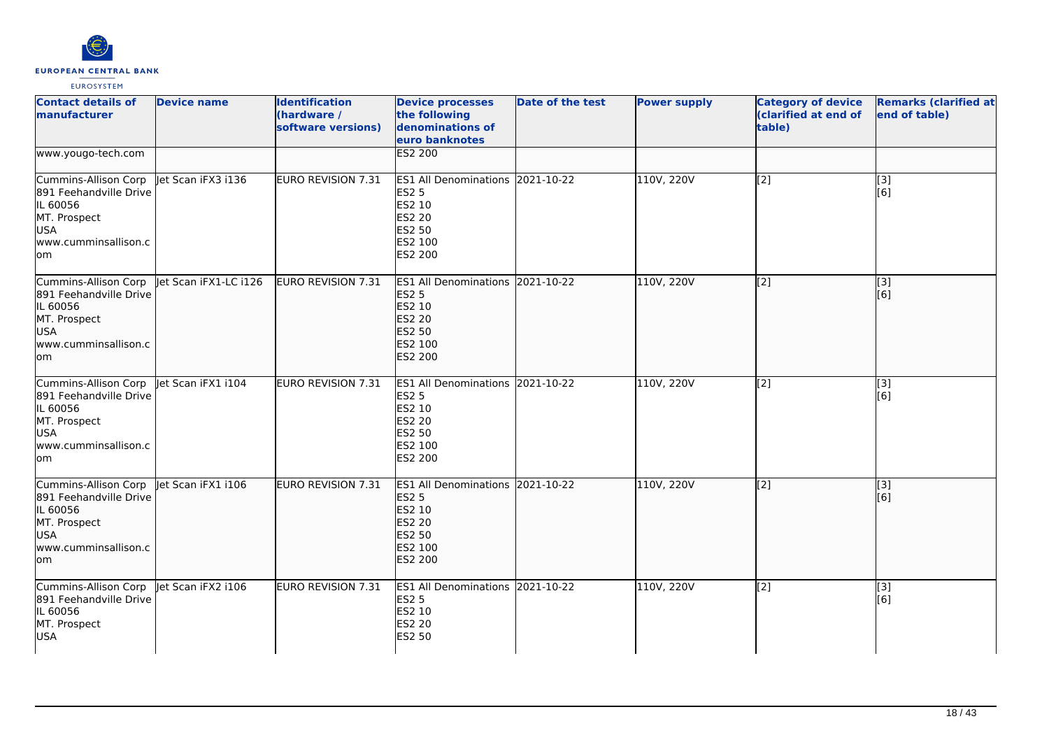| Contact details of manufacturer | Device name | Identification (hardware / software versions) | Device processes the following denominations of euro banknotes | Date of the test | Power supply | Category of device (clarified at end of table) | Remarks (clarified at end of table) |
|---|---|---|---|---|---|---|---|
| www.yougo-tech.com | | | ES2 200 | | | | |
| Cummins-Allison Corp 891 Feehandville Drive IL 60056 MT. Prospect USA www.cumminsallison.com | Jet Scan iFX3 i136 | EURO REVISION 7.31 | ES1 All Denominations ES2 5 ES2 10 ES2 20 ES2 50 ES2 100 ES2 200 | 2021-10-22 | 110V, 220V | [2] | [3] [6] |
| Cummins-Allison Corp 891 Feehandville Drive IL 60056 MT. Prospect USA www.cumminsallison.com | Jet Scan iFX1-LC i126 | EURO REVISION 7.31 | ES1 All Denominations ES2 5 ES2 10 ES2 20 ES2 50 ES2 100 ES2 200 | 2021-10-22 | 110V, 220V | [2] | [3] [6] |
| Cummins-Allison Corp 891 Feehandville Drive IL 60056 MT. Prospect USA www.cumminsallison.com | Jet Scan iFX1 i104 | EURO REVISION 7.31 | ES1 All Denominations ES2 5 ES2 10 ES2 20 ES2 50 ES2 100 ES2 200 | 2021-10-22 | 110V, 220V | [2] | [3] [6] |
| Cummins-Allison Corp 891 Feehandville Drive IL 60056 MT. Prospect USA www.cumminsallison.com | Jet Scan iFX1 i106 | EURO REVISION 7.31 | ES1 All Denominations ES2 5 ES2 10 ES2 20 ES2 50 ES2 100 ES2 200 | 2021-10-22 | 110V, 220V | [2] | [3] [6] |
| Cummins-Allison Corp 891 Feehandville Drive IL 60056 MT. Prospect USA | Jet Scan iFX2 i106 | EURO REVISION 7.31 | ES1 All Denominations ES2 5 ES2 10 ES2 20 ES2 50 | 2021-10-22 | 110V, 220V | [2] | [3] [6] |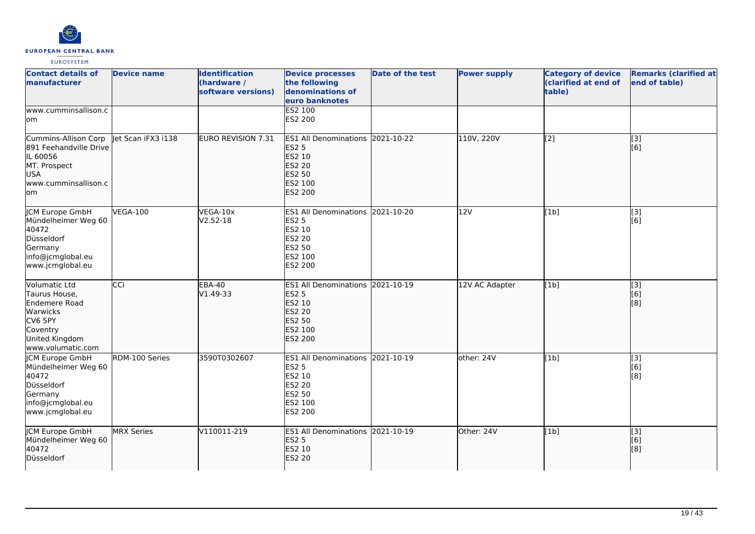| Contact details of manufacturer | Device name | Identification (hardware / software versions) | Device processes the following denominations of euro banknotes | Date of the test | Power supply | Category of device (clarified at end of table) | Remarks (clarified at end of table) |
| --- | --- | --- | --- | --- | --- | --- | --- |
| www.cumminsallison.com | | | ES2 100<br>ES2 200 | | | | |
| Cummins-Allison Corp<br>891 Feehandville Drive<br>IL 60056<br>MT. Prospect<br>USA<br>www.cumminsallison.com | Jet Scan iFX3 i138 | EURO REVISION 7.31 | ES1 All Denominations<br>ES2 5<br>ES2 10<br>ES2 20<br>ES2 50<br>ES2 100<br>ES2 200 | 2021-10-22 | 110V, 220V | [2] | [3]<br>[6] |
| JCM Europe GmbH<br>Mündelheimer Weg 60<br>40472<br>Düsseldorf<br>Germany<br>info@jcmglobal.eu<br>www.jcmglobal.eu | VEGA-100 | VEGA-10x<br>V2.52-18 | ES1 All Denominations<br>ES2 5<br>ES2 10<br>ES2 20<br>ES2 50<br>ES2 100<br>ES2 200 | 2021-10-20 | 12V | [1b] | [3]<br>[6] |
| Volumatic Ltd<br>Taurus House,<br>Endemere Road<br>Warwicks<br>CV6 5PY<br>Coventry<br>United Kingdom<br>www.volumatic.com | CCi | EBA-40<br>V1.49-33 | ES1 All Denominations<br>ES2 5<br>ES2 10<br>ES2 20<br>ES2 50<br>ES2 100<br>ES2 200 | 2021-10-19 | 12V AC Adapter | [1b] | [3]<br>[6]<br>[8] |
| JCM Europe GmbH<br>Mündelheimer Weg 60<br>40472<br>Düsseldorf<br>Germany<br>info@jcmglobal.eu<br>www.jcmglobal.eu | RDM-100 Series | 3590T0302607 | ES1 All Denominations<br>ES2 5<br>ES2 10<br>ES2 20<br>ES2 50<br>ES2 100<br>ES2 200 | 2021-10-19 | other: 24V | [1b] | [3]<br>[6]<br>[8] |
| JCM Europe GmbH<br>Mündelheimer Weg 60<br>40472<br>Düsseldorf | MRX Series | V110011-219 | ES1 All Denominations<br>ES2 5<br>ES2 10<br>ES2 20 | 2021-10-19 | Other: 24V | [1b] | [3]<br>[6]<br>[8] |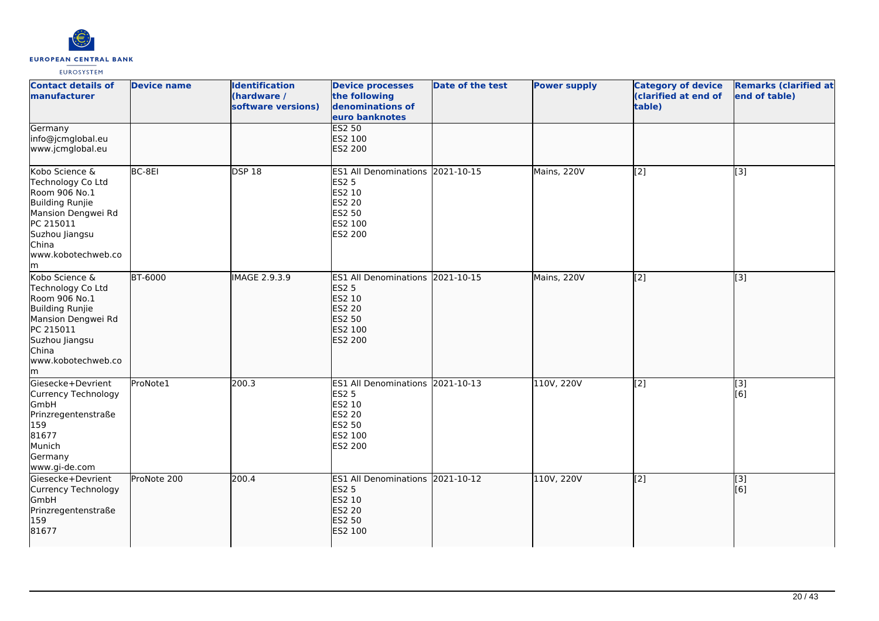| Contact details of manufacturer | Device name | Identification (hardware / software versions) | Device processes the following denominations of euro banknotes | Date of the test | Power supply | Category of device (clarified at end of table) | Remarks (clarified at end of table) |
|---|---|---|---|---|---|---|---|
| Germany<br>info@jcmglobal.eu<br>www.jcmglobal.eu | | | ES2 50<br>ES2 100<br>ES2 200 | | | | |
| Kobo Science & Technology Co Ltd<br>Room 906 No.1<br>Building Runjie<br>Mansion Dengwei Rd<br>PC 215011<br>Suzhou Jiangsu<br>China<br>www.kobotechweb.com | BC-8EI | DSP 18 | ES1 All Denominations<br>ES2 5<br>ES2 10<br>ES2 20<br>ES2 50<br>ES2 100<br>ES2 200 | 2021-10-15 | Mains, 220V | [2] | [3] |
| Kobo Science & Technology Co Ltd<br>Room 906 No.1<br>Building Runjie<br>Mansion Dengwei Rd<br>PC 215011<br>Suzhou Jiangsu<br>China<br>www.kobotechweb.com | BT-6000 | IMAGE 2.9.3.9 | ES1 All Denominations<br>ES2 5<br>ES2 10<br>ES2 20<br>ES2 50<br>ES2 100<br>ES2 200 | 2021-10-15 | Mains, 220V | [2] | [3] |
| Giesecke+Devrient Currency Technology GmbH<br>Prinzregentenstraße 159<br>81677<br>Munich<br>Germany<br>www.gi-de.com | ProNote1 | 200.3 | ES1 All Denominations<br>ES2 5<br>ES2 10<br>ES2 20<br>ES2 50<br>ES2 100<br>ES2 200 | 2021-10-13 | 110V, 220V | [2] | [3]<br>[6] |
| Giesecke+Devrient Currency Technology GmbH<br>Prinzregentenstraße 159<br>81677 | ProNote 200 | 200.4 | ES1 All Denominations<br>ES2 5<br>ES2 10<br>ES2 20<br>ES2 50<br>ES2 100 | 2021-10-12 | 110V, 220V | [2] | [3]<br>[6] |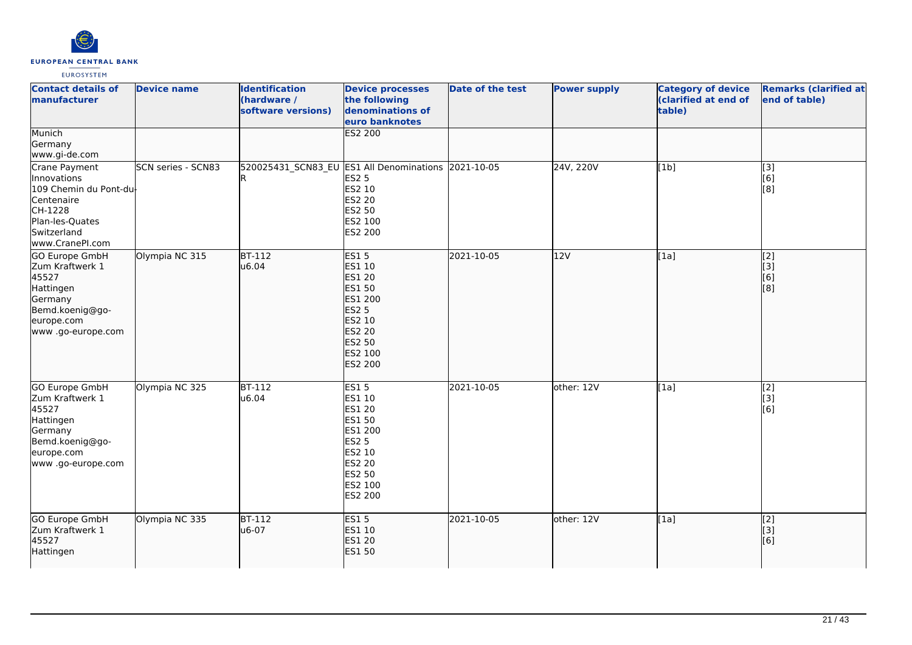| Contact details of manufacturer | Device name | Identification (hardware / software versions) | Device processes the following denominations of euro banknotes | Date of the test | Power supply | Category of device (clarified at end of table) | Remarks (clarified at end of table) |
|---|---|---|---|---|---|---|---|
| Munich<br>Germany<br>www.gi-de.com | | | ES2 200 | | | | |
| Crane Payment Innovations<br>109 Chemin du Pont-du-Centenaire<br>CH-1228<br>Plan-les-Quates<br>Switzerland<br>www.CranePI.com | SCN series - SCN83 | 520025431_SCN83_EUR | ES1 All Denominations<br>ES2 5<br>ES2 10<br>ES2 20<br>ES2 50<br>ES2 100<br>ES2 200 | 2021-10-05 | 24V, 220V | [1b] | [3]<br>[6]<br>[8] |
| GO Europe GmbH<br>Zum Kraftwerk 1<br>45527<br>Hattingen<br>Germany<br>Bemd.koenig@go-europe.com<br>www .go-europe.com | Olympia NC 315 | BT-112<br>u6.04 | ES1 5<br>ES1 10<br>ES1 20<br>ES1 50<br>ES1 200<br>ES2 5<br>ES2 10<br>ES2 20<br>ES2 50<br>ES2 100<br>ES2 200 | 2021-10-05 | 12V | [1a] | [2]<br>[3]<br>[6]<br>[8] |
| GO Europe GmbH<br>Zum Kraftwerk 1<br>45527<br>Hattingen<br>Germany<br>Bemd.koenig@go-europe.com<br>www .go-europe.com | Olympia NC 325 | BT-112<br>u6.04 | ES1 5<br>ES1 10<br>ES1 20<br>ES1 50<br>ES1 200<br>ES2 5<br>ES2 10<br>ES2 20<br>ES2 50<br>ES2 100<br>ES2 200 | 2021-10-05 | other: 12V | [1a] | [2]<br>[3]<br>[6] |
| GO Europe GmbH<br>Zum Kraftwerk 1<br>45527<br>Hattingen | Olympia NC 335 | BT-112<br>u6-07 | ES1 5<br>ES1 10<br>ES1 20<br>ES1 50 | 2021-10-05 | other: 12V | [1a] | [2]<br>[3]<br>[6] |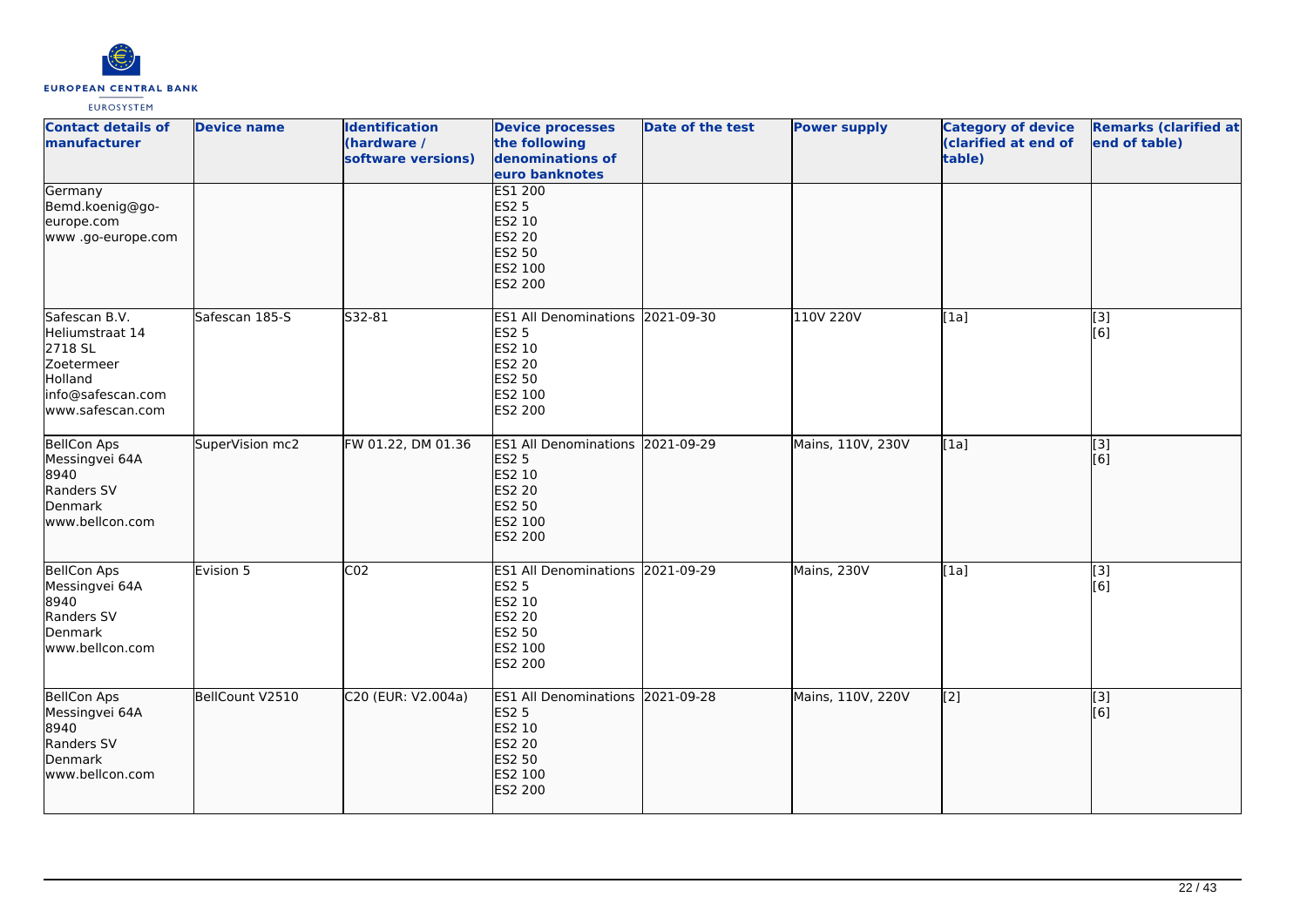| Contact details of manufacturer | Device name | Identification (hardware / software versions) | Device processes the following denominations of euro banknotes | Date of the test | Power supply | Category of device (clarified at end of table) | Remarks (clarified at end of table) |
|---|---|---|---|---|---|---|---|
| Germany<br>Bemd.koenig@go-europe.com<br>www .go-europe.com | | | ES1 200<br>ES2 5<br>ES2 10<br>ES2 20<br>ES2 50<br>ES2 100<br>ES2 200 | | | | |
| Safescan B.V.<br>Heliumstraat 14<br>2718 SL<br>Zoetermeer<br>Holland<br>info@safescan.com<br>www.safescan.com | Safescan 185-S | S32-81 | ES1 All Denominations<br>ES2 5<br>ES2 10<br>ES2 20<br>ES2 50<br>ES2 100<br>ES2 200 | 2021-09-30 | 110V 220V | [1a] | [3]<br>[6] |
| BellCon Aps<br>Messingvei 64A<br>8940<br>Randers SV<br>Denmark<br>www.bellcon.com | SuperVision mc2 | FW 01.22, DM 01.36 | ES1 All Denominations<br>ES2 5<br>ES2 10<br>ES2 20<br>ES2 50<br>ES2 100<br>ES2 200 | 2021-09-29 | Mains, 110V, 230V | [1a] | [3]<br>[6] |
| BellCon Aps<br>Messingvei 64A<br>8940<br>Randers SV<br>Denmark<br>www.bellcon.com | Evision 5 | C02 | ES1 All Denominations<br>ES2 5<br>ES2 10<br>ES2 20<br>ES2 50<br>ES2 100<br>ES2 200 | 2021-09-29 | Mains, 230V | [1a] | [3]<br>[6] |
| BellCon Aps<br>Messingvei 64A<br>8940<br>Randers SV<br>Denmark<br>www.bellcon.com | BellCount V2510 | C20 (EUR: V2.004a) | ES1 All Denominations<br>ES2 5<br>ES2 10<br>ES2 20<br>ES2 50<br>ES2 100<br>ES2 200 | 2021-09-28 | Mains, 110V, 220V | [2] | [3]<br>[6] |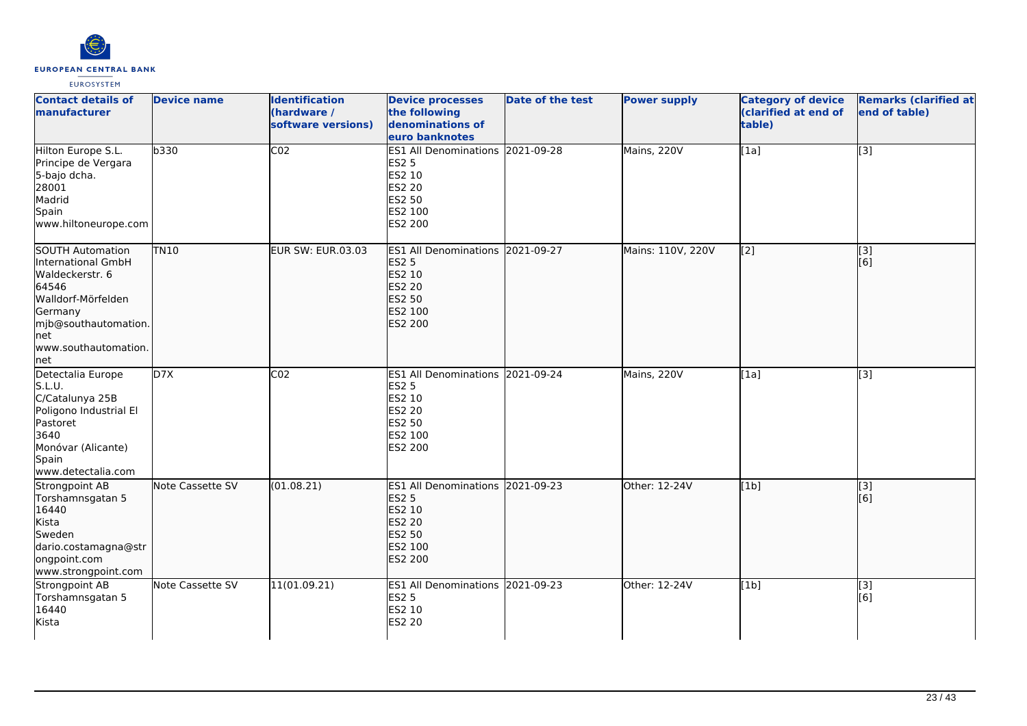| Contact details of manufacturer | Device name | Identification (hardware / software versions) | Device processes the following denominations of euro banknotes | Date of the test | Power supply | Category of device (clarified at end of table) | Remarks (clarified at end of table) |
| --- | --- | --- | --- | --- | --- | --- | --- |
| Hilton Europe S.L.<br>Principe de Vergara<br>5-bajo dcha.<br>28001<br>Madrid<br>Spain<br>www.hiltoneurope.com | b330 | C02 | ES1 All Denominations<br>ES2 5<br>ES2 10<br>ES2 20<br>ES2 50<br>ES2 100<br>ES2 200 | 2021-09-28 | Mains, 220V | [1a] | [3] |
| SOUTH Automation International GmbH<br>Waldeckerstr. 6<br>64546<br>Walldorf-Mörfelden<br>Germany<br>mjb@southautomation.net<br>www.southautomation.net | TN10 | EUR SW: EUR.03.03 | ES1 All Denominations<br>ES2 5<br>ES2 10<br>ES2 20<br>ES2 50<br>ES2 100<br>ES2 200 | 2021-09-27 | Mains: 110V, 220V | [2] | [3]<br>[6] |
| Detectalia Europe S.L.U.<br>C/Catalunya 25B<br>Poligono Industrial El Pastoret<br>3640<br>Monóvar (Alicante)<br>Spain<br>www.detectalia.com | D7X | C02 | ES1 All Denominations<br>ES2 5<br>ES2 10<br>ES2 20<br>ES2 50<br>ES2 100<br>ES2 200 | 2021-09-24 | Mains, 220V | [1a] | [3] |
| Strongpoint AB<br>Torshamnsgatan 5<br>16440<br>Kista<br>Sweden<br>dario.costamagna@strongpoint.com<br>www.strongpoint.com | Note Cassette SV | (01.08.21) | ES1 All Denominations<br>ES2 5<br>ES2 10<br>ES2 20<br>ES2 50<br>ES2 100<br>ES2 200 | 2021-09-23 | Other: 12-24V | [1b] | [3]<br>[6] |
| Strongpoint AB<br>Torshamnsgatan 5<br>16440<br>Kista | Note Cassette SV | 11(01.09.21) | ES1 All Denominations<br>ES2 5<br>ES2 10<br>ES2 20 | 2021-09-23 | Other: 12-24V | [1b] | [3]<br>[6] |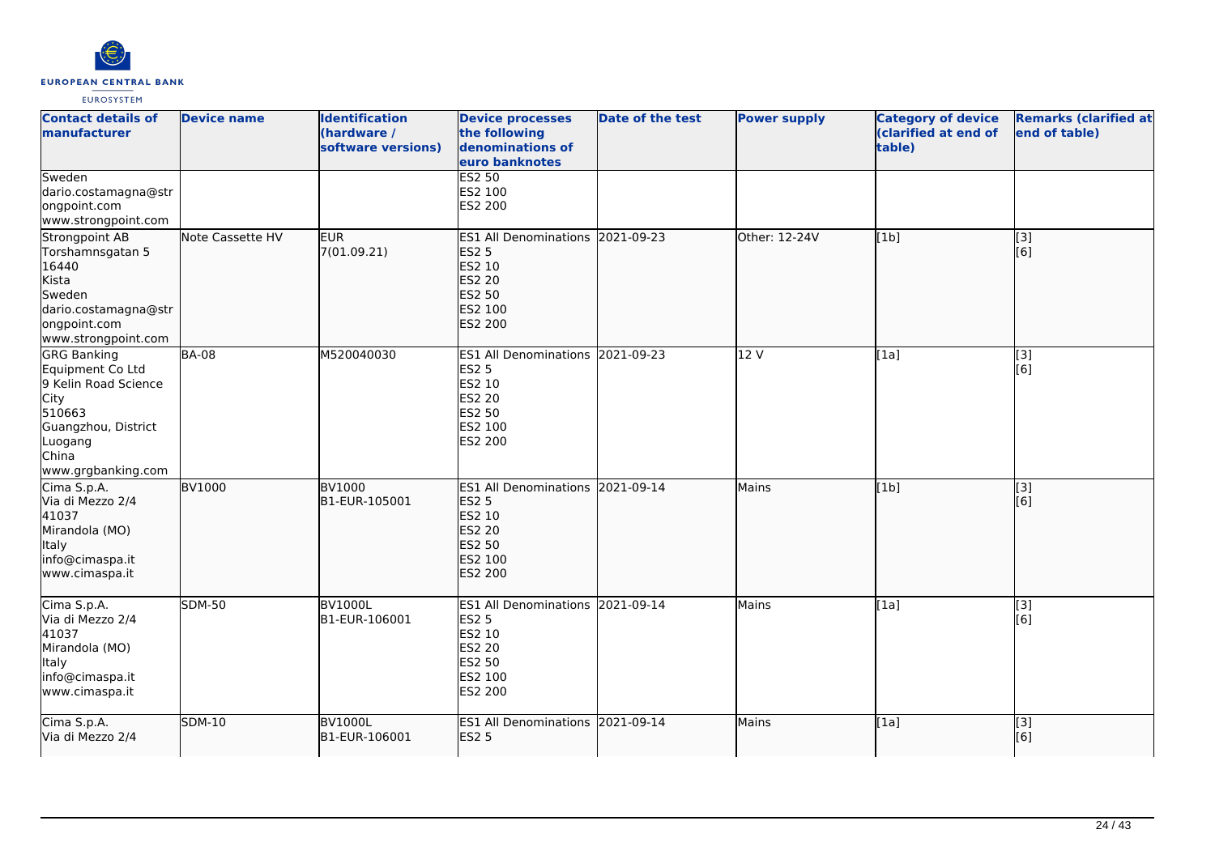| Contact details of manufacturer | Device name | Identification (hardware / software versions) | Device processes the following denominations of euro banknotes | Date of the test | Power supply | Category of device (clarified at end of table) | Remarks (clarified at end of table) |
|---|---|---|---|---|---|---|---|
| Sweden<br>dario.costamagna@strongpoint.com<br>www.strongpoint.com | | | ES2 50<br>ES2 100<br>ES2 200 | | | | |
| Strongpoint AB<br>Torshamnsgatan 5<br>16440<br>Kista<br>Sweden<br>dario.costamagna@strongpoint.com<br>www.strongpoint.com | Note Cassette HV | EUR<br>7(01.09.21) | ES1 All Denominations<br>ES2 5<br>ES2 10<br>ES2 20<br>ES2 50<br>ES2 100<br>ES2 200 | 2021-09-23 | Other: 12-24V | [1b] | [3]<br>[6] |
| GRG Banking Equipment Co Ltd<br>9 Kelin Road Science City<br>510663<br>Guangzhou, District Luogang<br>China<br>www.grgbanking.com | BA-08 | M520040030 | ES1 All Denominations<br>ES2 5<br>ES2 10<br>ES2 20<br>ES2 50<br>ES2 100<br>ES2 200 | 2021-09-23 | 12 V | [1a] | [3]<br>[6] |
| Cima S.p.A.<br>Via di Mezzo 2/4<br>41037<br>Mirandola (MO)<br>Italy<br>info@cimaspa.it<br>www.cimaspa.it | BV1000 | BV1000<br>B1-EUR-105001 | ES1 All Denominations<br>ES2 5<br>ES2 10<br>ES2 20<br>ES2 50<br>ES2 100<br>ES2 200 | 2021-09-14 | Mains | [1b] | [3]<br>[6] |
| Cima S.p.A.<br>Via di Mezzo 2/4<br>41037<br>Mirandola (MO)<br>Italy<br>info@cimaspa.it<br>www.cimaspa.it | SDM-50 | BV1000L<br>B1-EUR-106001 | ES1 All Denominations<br>ES2 5<br>ES2 10<br>ES2 20<br>ES2 50<br>ES2 100<br>ES2 200 | 2021-09-14 | Mains | [1a] | [3]<br>[6] |
| Cima S.p.A.<br>Via di Mezzo 2/4 | SDM-10 | BV1000L<br>B1-EUR-106001 | ES1 All Denominations<br>ES2 5 | 2021-09-14 | Mains | [1a] | [3]<br>[6] |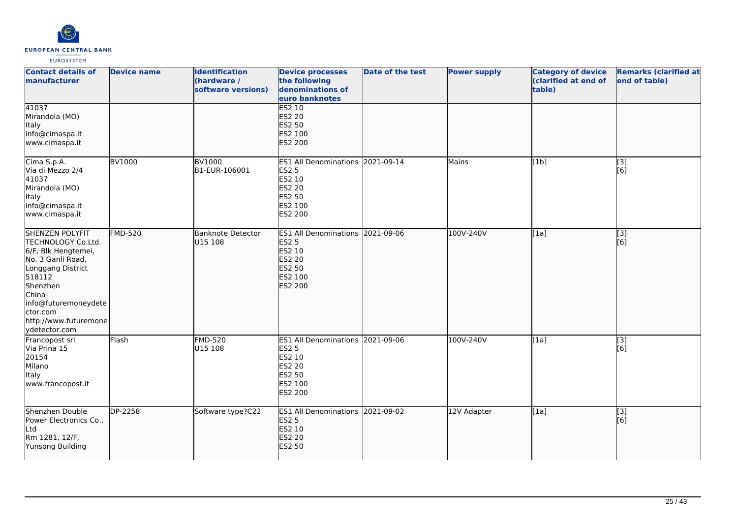| Contact details of manufacturer | Device name | Identification (hardware / software versions) | Device processes the following denominations of euro banknotes | Date of the test | Power supply | Category of device (clarified at end of table) | Remarks (clarified at end of table) |
|---|---|---|---|---|---|---|---|
| 41037<br>Mirandola (MO)<br>Italy<br>info@cimaspa.it<br>www.cimaspa.it | | | ES2 10<br>ES2 20<br>ES2 50<br>ES2 100<br>ES2 200 | | | | |
| Cima S.p.A.<br>Via di Mezzo 2/4<br>41037<br>Mirandola (MO)<br>Italy<br>info@cimaspa.it<br>www.cimaspa.it | BV1000 | BV1000<br>B1-EUR-106001 | ES1 All Denominations<br>ES2 5<br>ES2 10<br>ES2 20<br>ES2 50<br>ES2 100<br>ES2 200 | 2021-09-14 | Mains | [1b] | [3]<br>[6] |
| SHENZEN POLYFIT TECHNOLOGY Co.Ltd.<br>6/F, Blk Hengtemei,<br>No. 3 Ganli Road,<br>Longgang District<br>518112<br>Shenzhen<br>China<br>info@futuremoneydetector.com<br>http://www.futuremoneydetector.com | FMD-520 | Banknote Detector<br>U15 108 | ES1 All Denominations<br>ES2 5<br>ES2 10<br>ES2 20<br>ES2 50<br>ES2 100<br>ES2 200 | 2021-09-06 | 100V-240V | [1a] | [3]<br>[6] |
| Francopost srl<br>Via Prina 15<br>20154<br>Milano<br>Italy<br>www.francopost.it | Flash | FMD-520<br>U15 108 | ES1 All Denominations<br>ES2 5<br>ES2 10<br>ES2 20<br>ES2 50<br>ES2 100<br>ES2 200 | 2021-09-06 | 100V-240V | [1a] | [3]<br>[6] |
| Shenzhen Double Power Electronics Co., Ltd<br>Rm 1281, 12/F,<br>Yunsong Building | DP-2258 | Software type?C22 | ES1 All Denominations<br>ES2 5<br>ES2 10<br>ES2 20<br>ES2 50 | 2021-09-02 | 12V Adapter | [1a] | [3]<br>[6] |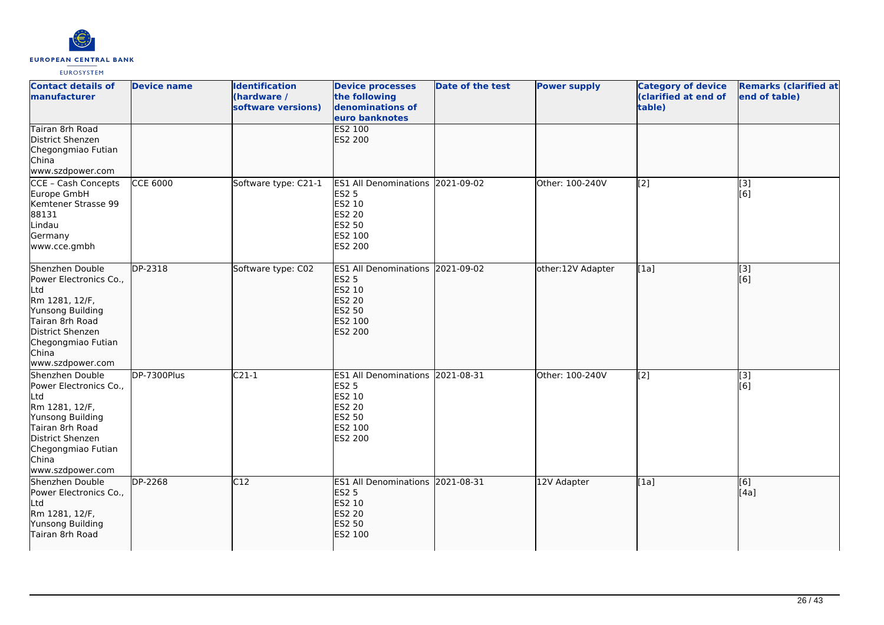| Contact details of manufacturer | Device name | Identification (hardware / software versions) | Device processes the following denominations of euro banknotes | Date of the test | Power supply | Category of device (clarified at end of table) | Remarks (clarified at end of table) |
|---|---|---|---|---|---|---|---|
| Tairan 8rh Road<br>District Shenzen<br>Chegongmiao Futian<br>China<br>www.szdpower.com | | | ES2 100<br>ES2 200 | | | | |
| CCE – Cash Concepts Europe GmbH<br>Kemtener Strasse 99<br>88131<br>Lindau<br>Germany<br>www.cce.gmbh | CCE 6000 | Software type: C21-1 | ES1 All Denominations<br>ES2 5<br>ES2 10<br>ES2 20<br>ES2 50<br>ES2 100<br>ES2 200 | 2021-09-02 | Other: 100-240V | [2] | [3]<br>[6] |
| Shenzhen Double Power Electronics Co., Ltd<br>Rm 1281, 12/F,<br>Yunsong Building<br>Tairan 8rh Road<br>District Shenzen<br>Chegongmiao Futian<br>China<br>www.szdpower.com | DP-2318 | Software type: C02 | ES1 All Denominations<br>ES2 5<br>ES2 10<br>ES2 20<br>ES2 50<br>ES2 100<br>ES2 200 | 2021-09-02 | other:12V Adapter | [1a] | [3]<br>[6] |
| Shenzhen Double Power Electronics Co., Ltd<br>Rm 1281, 12/F,<br>Yunsong Building<br>Tairan 8rh Road<br>District Shenzen<br>Chegongmiao Futian<br>China<br>www.szdpower.com | DP-7300Plus | C21-1 | ES1 All Denominations<br>ES2 5<br>ES2 10<br>ES2 20<br>ES2 50<br>ES2 100<br>ES2 200 | 2021-08-31 | Other: 100-240V | [2] | [3]<br>[6] |
| Shenzhen Double Power Electronics Co., Ltd<br>Rm 1281, 12/F,<br>Yunsong Building<br>Tairan 8rh Road | DP-2268 | C12 | ES1 All Denominations<br>ES2 5<br>ES2 10<br>ES2 20<br>ES2 50<br>ES2 100 | 2021-08-31 | 12V Adapter | [1a] | [6]<br>[4a] |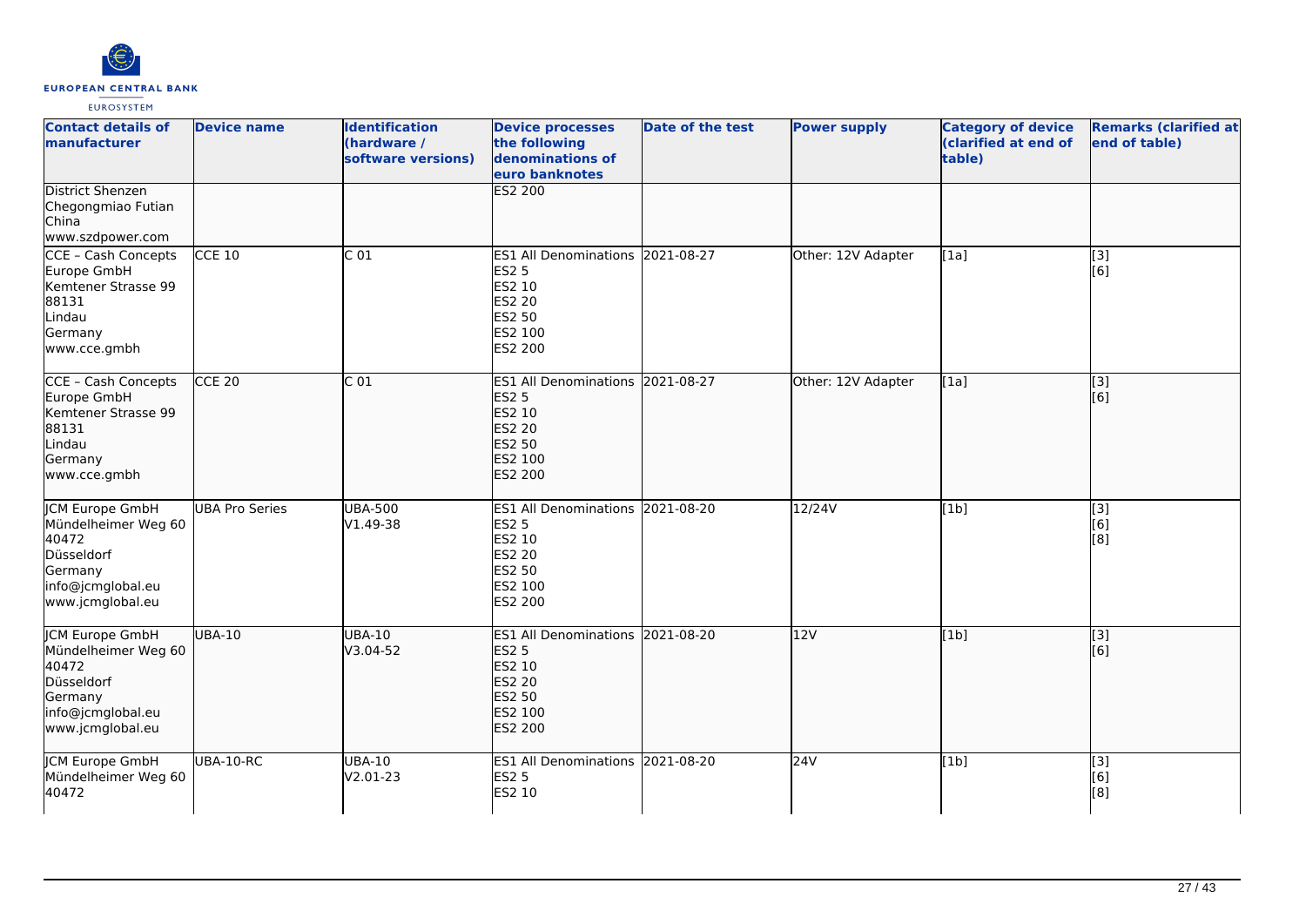| Contact details of manufacturer | Device name | Identification (hardware / software versions) | Device processes the following denominations of euro banknotes | Date of the test | Power supply | Category of device (clarified at end of table) | Remarks (clarified at end of table) |
|---|---|---|---|---|---|---|---|
| District Shenzen<br>Chegongmiao Futian<br>China<br>www.szdpower.com | | | ES2 200 | | | | |
| CCE - Cash Concepts Europe GmbH<br>Kemtener Strasse 99<br>88131<br>Lindau<br>Germany<br>www.cce.gmbh | CCE 10 | C 01 | ES1 All Denominations<br>ES2 5<br>ES2 10<br>ES2 20<br>ES2 50<br>ES2 100<br>ES2 200 | 2021-08-27 | Other: 12V Adapter | [1a] | [3]<br>[6] |
| CCE - Cash Concepts Europe GmbH<br>Kemtener Strasse 99<br>88131<br>Lindau<br>Germany<br>www.cce.gmbh | CCE 20 | C 01 | ES1 All Denominations<br>ES2 5<br>ES2 10<br>ES2 20<br>ES2 50<br>ES2 100<br>ES2 200 | 2021-08-27 | Other: 12V Adapter | [1a] | [3]<br>[6] |
| JCM Europe GmbH<br>Mündelheimer Weg 60<br>40472<br>Düsseldorf<br>Germany<br>info@jcmglobal.eu<br>www.jcmglobal.eu | UBA Pro Series | UBA-500<br>V1.49-38 | ES1 All Denominations<br>ES2 5<br>ES2 10<br>ES2 20<br>ES2 50<br>ES2 100<br>ES2 200 | 2021-08-20 | 12/24V | [1b] | [3]<br>[6]<br>[8] |
| JCM Europe GmbH<br>Mündelheimer Weg 60<br>40472<br>Düsseldorf<br>Germany<br>info@jcmglobal.eu<br>www.jcmglobal.eu | UBA-10 | UBA-10<br>V3.04-52 | ES1 All Denominations<br>ES2 5<br>ES2 10<br>ES2 20<br>ES2 50<br>ES2 100<br>ES2 200 | 2021-08-20 | 12V | [1b] | [3]<br>[6] |
| JCM Europe GmbH<br>Mündelheimer Weg 60<br>40472 | UBA-10-RC | UBA-10<br>V2.01-23 | ES1 All Denominations<br>ES2 5<br>ES2 10 | 2021-08-20 | 24V | [1b] | [3]<br>[6]<br>[8] |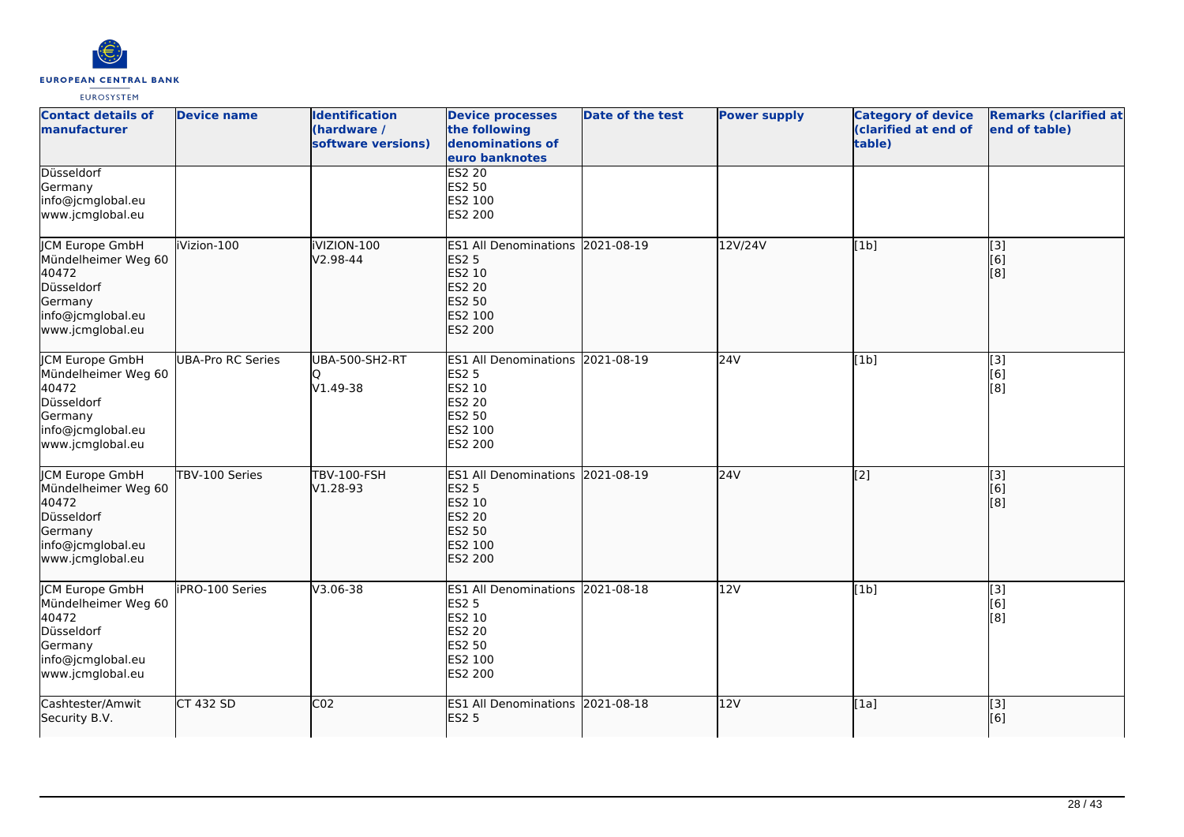| Contact details of manufacturer | Device name | Identification (hardware / software versions) | Device processes the following denominations of euro banknotes | Date of the test | Power supply | Category of device (clarified at end of table) | Remarks (clarified at end of table) |
|---|---|---|---|---|---|---|---|
| Düsseldorf<br>Germany<br>info@jcmglobal.eu<br>www.jcmglobal.eu | | | ES2 20<br>ES2 50<br>ES2 100<br>ES2 200 | | | | |
| JCM Europe GmbH<br>Mündelheimer Weg 60<br>40472<br>Düsseldorf<br>Germany<br>info@jcmglobal.eu<br>www.jcmglobal.eu | iVizion-100 | iVIZION-100<br>V2.98-44 | ES1 All Denominations<br>ES2 5<br>ES2 10<br>ES2 20<br>ES2 50<br>ES2 100<br>ES2 200 | 2021-08-19 | 12V/24V | [1b] | [3]<br>[6]<br>[8] |
| JCM Europe GmbH<br>Mündelheimer Weg 60<br>40472<br>Düsseldorf<br>Germany<br>info@jcmglobal.eu<br>www.jcmglobal.eu | UBA-Pro RC Series | UBA-500-SH2-RT<br>Q<br>V1.49-38 | ES1 All Denominations<br>ES2 5<br>ES2 10<br>ES2 20<br>ES2 50<br>ES2 100<br>ES2 200 | 2021-08-19 | 24V | [1b] | [3]<br>[6]<br>[8] |
| JCM Europe GmbH<br>Mündelheimer Weg 60<br>40472<br>Düsseldorf<br>Germany<br>info@jcmglobal.eu<br>www.jcmglobal.eu | TBV-100 Series | TBV-100-FSH<br>V1.28-93 | ES1 All Denominations<br>ES2 5<br>ES2 10<br>ES2 20<br>ES2 50<br>ES2 100<br>ES2 200 | 2021-08-19 | 24V | [2] | [3]<br>[6]<br>[8] |
| JCM Europe GmbH<br>Mündelheimer Weg 60<br>40472<br>Düsseldorf<br>Germany<br>info@jcmglobal.eu<br>www.jcmglobal.eu | iPRO-100 Series | V3.06-38 | ES1 All Denominations<br>ES2 5<br>ES2 10<br>ES2 20<br>ES2 50<br>ES2 100<br>ES2 200 | 2021-08-18 | 12V | [1b] | [3]<br>[6]<br>[8] |
| Cashtester/Amwit Security B.V. | CT 432 SD | C02 | ES1 All Denominations<br>ES2 5 | 2021-08-18 | 12V | [1a] | [3]<br>[6] |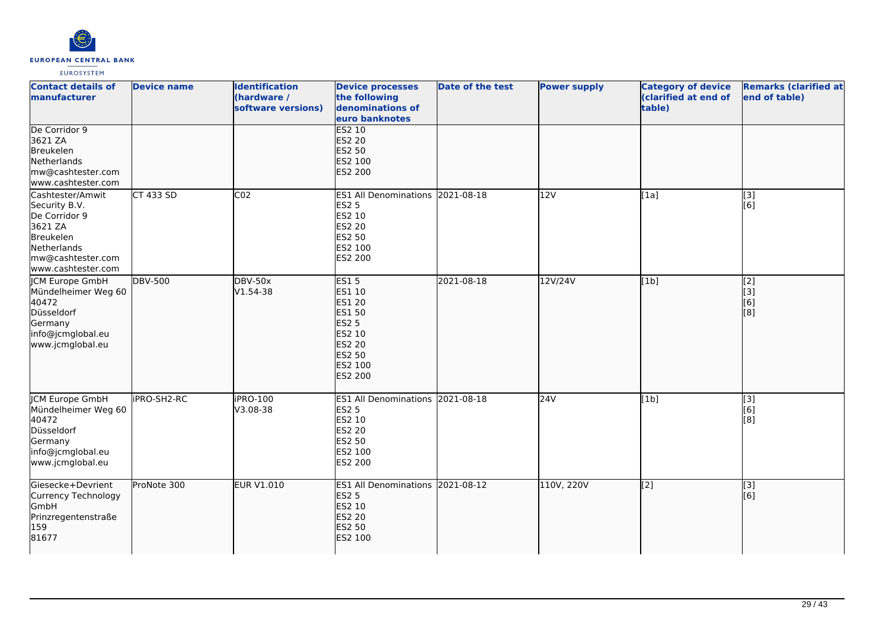| Contact details of manufacturer | Device name | Identification (hardware / software versions) | Device processes the following denominations of euro banknotes | Date of the test | Power supply | Category of device (clarified at end of table) | Remarks (clarified at end of table) |
|---|---|---|---|---|---|---|---|
| De Corridor 9<br>3621 ZA<br>Breukelen<br>Netherlands<br>mw@cashtester.com<br>www.cashtester.com | | | ES2 10<br>ES2 20<br>ES2 50<br>ES2 100<br>ES2 200 | | | | |
| Cashtester/Amwit Security B.V.<br>De Corridor 9<br>3621 ZA<br>Breukelen<br>Netherlands<br>mw@cashtester.com<br>www.cashtester.com | CT 433 SD | C02 | ES1 All Denominations<br>ES2 5<br>ES2 10<br>ES2 20<br>ES2 50<br>ES2 100<br>ES2 200 | 2021-08-18 | 12V | [1a] | [3]<br>[6] |
| JCM Europe GmbH<br>Mündelheimer Weg 60<br>40472<br>Düsseldorf<br>Germany<br>info@jcmglobal.eu<br>www.jcmglobal.eu | DBV-500 | DBV-50x<br>V1.54-38 | ES1 5<br>ES1 10<br>ES1 20<br>ES1 50<br>ES2 5<br>ES2 10<br>ES2 20<br>ES2 50<br>ES2 100<br>ES2 200 | 2021-08-18 | 12V/24V | [1b] | [2]<br>[3]<br>[6]<br>[8] |
| JCM Europe GmbH<br>Mündelheimer Weg 60<br>40472<br>Düsseldorf<br>Germany<br>info@jcmglobal.eu<br>www.jcmglobal.eu | iPRO-SH2-RC | iPRO-100<br>V3.08-38 | ES1 All Denominations<br>ES2 5<br>ES2 10<br>ES2 20<br>ES2 50<br>ES2 100<br>ES2 200 | 2021-08-18 | 24V | [1b] | [3]<br>[6]<br>[8] |
| Giesecke+Devrient Currency Technology GmbH<br>Prinzregentenstraße 159<br>81677 | ProNote 300 | EUR V1.010 | ES1 All Denominations<br>ES2 5<br>ES2 10<br>ES2 20<br>ES2 50<br>ES2 100 | 2021-08-12 | 110V, 220V | [2] | [3]<br>[6] |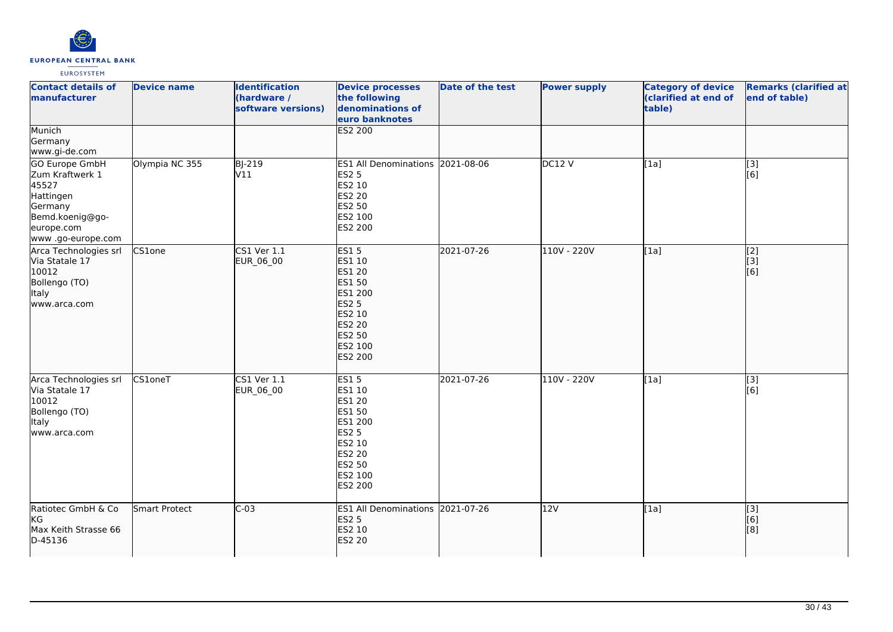| Contact details of manufacturer | Device name | Identification (hardware / software versions) | Device processes the following denominations of euro banknotes | Date of the test | Power supply | Category of device (clarified at end of table) | Remarks (clarified at end of table) |
|---|---|---|---|---|---|---|---|
| Munich<br>Germany<br>www.gi-de.com | | | ES2 200 | | | | |
| GO Europe GmbH<br>Zum Kraftwerk 1<br>45527<br>Hattingen<br>Germany<br>Bemd.koenig@go-europe.com<br>www .go-europe.com | Olympia NC 355 | BJ-219<br>V11 | ES1 All Denominations<br>ES2 5<br>ES2 10<br>ES2 20<br>ES2 50<br>ES2 100<br>ES2 200 | 2021-08-06 | DC12 V | [1a] | [3]<br>[6] |
| Arca Technologies srl<br>Via Statale 17<br>10012<br>Bollengo (TO)<br>Italy<br>www.arca.com | CS1one | CS1 Ver 1.1<br>EUR_06_00 | ES1 5<br>ES1 10<br>ES1 20<br>ES1 50<br>ES1 200<br>ES2 5<br>ES2 10<br>ES2 20<br>ES2 50<br>ES2 100<br>ES2 200 | 2021-07-26 | 110V - 220V | [1a] | [2]<br>[3]<br>[6] |
| Arca Technologies srl<br>Via Statale 17<br>10012<br>Bollengo (TO)<br>Italy<br>www.arca.com | CS1oneT | CS1 Ver 1.1<br>EUR_06_00 | ES1 5<br>ES1 10<br>ES1 20<br>ES1 50<br>ES1 200<br>ES2 5<br>ES2 10<br>ES2 20<br>ES2 50<br>ES2 100<br>ES2 200 | 2021-07-26 | 110V - 220V | [1a] | [3]<br>[6] |
| Ratiotec GmbH & Co KG<br>Max Keith Strasse 66<br>D-45136 | Smart Protect | C-03 | ES1 All Denominations<br>ES2 5<br>ES2 10<br>ES2 20 | 2021-07-26 | 12V | [1a] | [3]<br>[6]<br>[8] |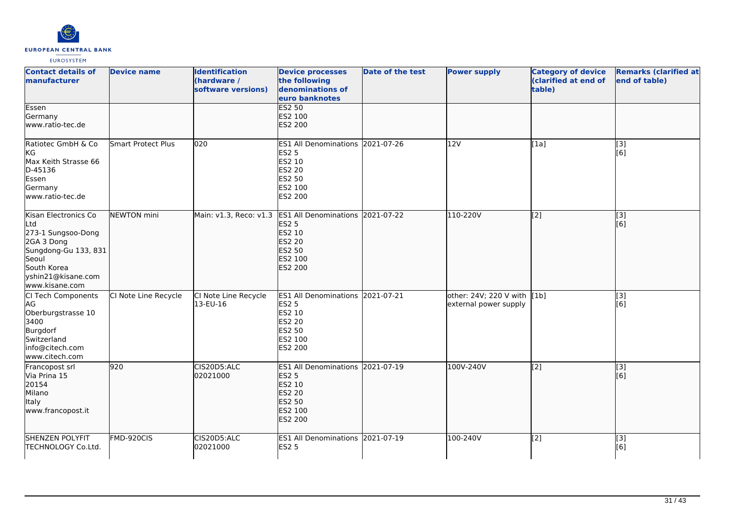| Contact details of manufacturer | Device name | Identification (hardware / software versions) | Device processes the following denominations of euro banknotes | Date of the test | Power supply | Category of device (clarified at end of table) | Remarks (clarified at end of table) |
|---|---|---|---|---|---|---|---|
| Essen<br>Germany<br>www.ratio-tec.de | | | ES2 50<br>ES2 100<br>ES2 200 | | | | |
| Ratiotec GmbH & Co KG<br>Max Keith Strasse 66<br>D-45136<br>Essen<br>Germany<br>www.ratio-tec.de | Smart Protect Plus | 020 | ES1 All Denominations<br>ES2 5<br>ES2 10<br>ES2 20<br>ES2 50<br>ES2 100<br>ES2 200 | 2021-07-26 | 12V | [1a] | [3]<br>[6] |
| Kisan Electronics Co Ltd<br>273-1 Sungsoo-Dong<br>2GA 3 Dong<br>Sungdong-Gu 133, 831<br>Seoul<br>South Korea<br>yshin21@kisane.com<br>www.kisane.com | NEWTON mini | Main: v1.3, Reco: v1.3 | ES1 All Denominations<br>ES2 5<br>ES2 10<br>ES2 20<br>ES2 50<br>ES2 100<br>ES2 200 | 2021-07-22 | 110-220V | [2] | [3]<br>[6] |
| CI Tech Components AG<br>Oberburgstrasse 10<br>3400<br>Burgdorf<br>Switzerland<br>info@citech.com<br>www.citech.com | CI Note Line Recycle | CI Note Line Recycle 13-EU-16 | ES1 All Denominations<br>ES2 5<br>ES2 10<br>ES2 20<br>ES2 50<br>ES2 100<br>ES2 200 | 2021-07-21 | other: 24V; 220 V with external power supply | [1b] | [3]<br>[6] |
| Francopost srl<br>Via Prina 15<br>20154<br>Milano<br>Italy<br>www.francopost.it | 920 | CIS20D5:ALC 02021000 | ES1 All Denominations<br>ES2 5<br>ES2 10<br>ES2 20<br>ES2 50<br>ES2 100<br>ES2 200 | 2021-07-19 | 100V-240V | [2] | [3]<br>[6] |
| SHENZEN POLYFIT TECHNOLOGY Co.Ltd. | FMD-920CIS | CIS20D5:ALC 02021000 | ES1 All Denominations<br>ES2 5 | 2021-07-19 | 100-240V | [2] | [3]<br>[6] |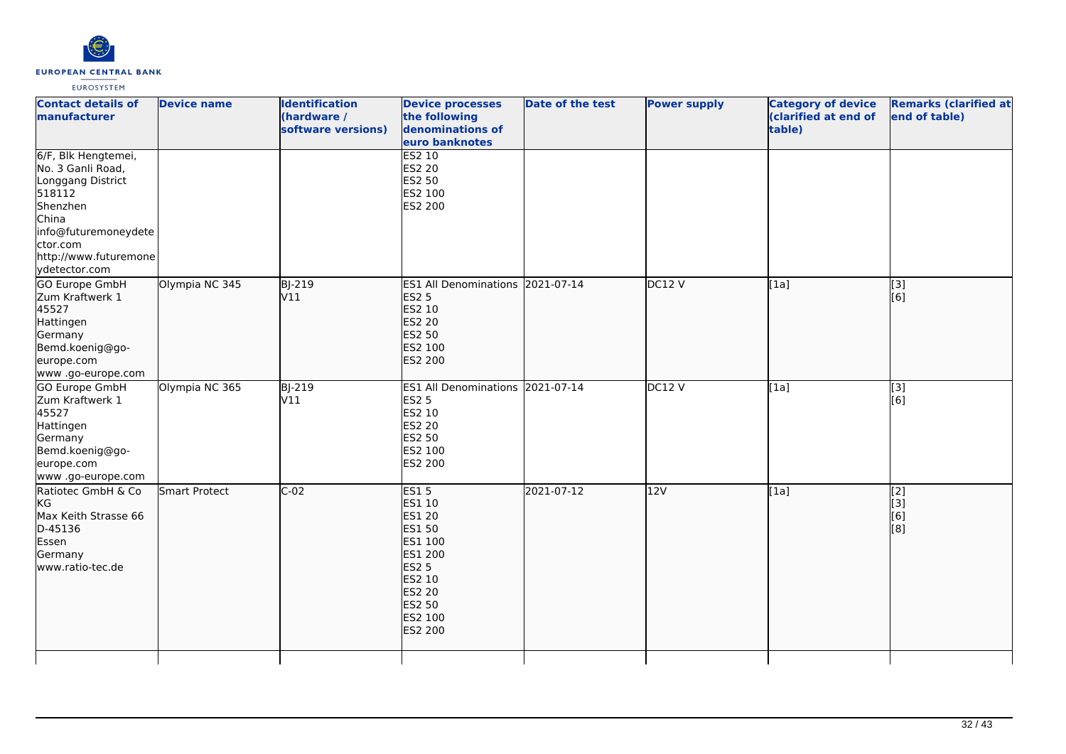| Contact details of manufacturer | Device name | Identification (hardware / software versions) | Device processes the following denominations of euro banknotes | Date of the test | Power supply | Category of device (clarified at end of table) | Remarks (clarified at end of table) |
| --- | --- | --- | --- | --- | --- | --- | --- |
| 6/F, Blk Hengtemei,<br>No. 3 Ganli Road,<br>Longgang District<br>518112<br>Shenzhen<br>China<br>info@futuremoneydetector.com<br>http://www.futuremoneydetector.com | | | ES2 10<br>ES2 20<br>ES2 50<br>ES2 100<br>ES2 200 | | | | |
| GO Europe GmbH<br>Zum Kraftwerk 1<br>45527<br>Hattingen<br>Germany<br>Bemd.koenig@go-europe.com<br>www .go-europe.com | Olympia NC 345 | BJ-219<br>V11 | ES1 All Denominations<br>ES2 5<br>ES2 10<br>ES2 20<br>ES2 50<br>ES2 100<br>ES2 200 | 2021-07-14 | DC12 V | [1a] | [3]<br>[6] |
| GO Europe GmbH<br>Zum Kraftwerk 1<br>45527<br>Hattingen<br>Germany<br>Bemd.koenig@go-europe.com<br>www .go-europe.com | Olympia NC 365 | BJ-219<br>V11 | ES1 All Denominations<br>ES2 5<br>ES2 10<br>ES2 20<br>ES2 50<br>ES2 100<br>ES2 200 | 2021-07-14 | DC12 V | [1a] | [3]<br>[6] |
| Ratiotec GmbH & Co KG<br>Max Keith Strasse 66<br>D-45136<br>Essen<br>Germany<br>www.ratio-tec.de | Smart Protect | C-02 | ES1 5<br>ES1 10<br>ES1 20<br>ES1 50<br>ES1 100<br>ES1 200<br>ES2 5<br>ES2 10<br>ES2 20<br>ES2 50<br>ES2 100<br>ES2 200 | 2021-07-12 | 12V | [1a] | [2]<br>[3]<br>[6]<br>[8] |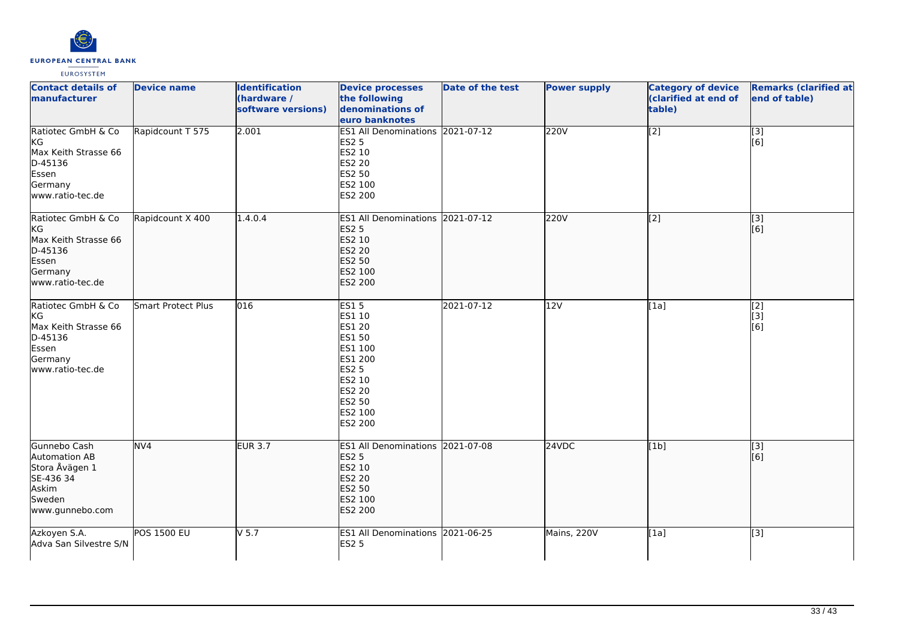| Contact details of manufacturer | Device name | Identification (hardware / software versions) | Device processes the following denominations of euro banknotes | Date of the test | Power supply | Category of device (clarified at end of table) | Remarks (clarified at end of table) |
|---|---|---|---|---|---|---|---|
| Ratiotec GmbH & Co KG<br>Max Keith Strasse 66<br>D-45136<br>Essen<br>Germany<br>www.ratio-tec.de | Rapidcount T 575 | 2.001 | ES1 All Denominations<br>ES2 5<br>ES2 10<br>ES2 20<br>ES2 50<br>ES2 100<br>ES2 200 | 2021-07-12 | 220V | [2] | [3]<br>[6] |
| Ratiotec GmbH & Co KG<br>Max Keith Strasse 66<br>D-45136<br>Essen<br>Germany<br>www.ratio-tec.de | Rapidcount X 400 | 1.4.0.4 | ES1 All Denominations<br>ES2 5<br>ES2 10<br>ES2 20<br>ES2 50<br>ES2 100<br>ES2 200 | 2021-07-12 | 220V | [2] | [3]<br>[6] |
| Ratiotec GmbH & Co KG<br>Max Keith Strasse 66<br>D-45136<br>Essen<br>Germany<br>www.ratio-tec.de | Smart Protect Plus | 016 | ES1 5<br>ES1 10<br>ES1 20<br>ES1 50<br>ES1 100<br>ES1 200<br>ES2 5<br>ES2 10<br>ES2 20<br>ES2 50<br>ES2 100<br>ES2 200 | 2021-07-12 | 12V | [1a] | [2]<br>[3]<br>[6] |
| Gunnebo Cash Automation AB<br>Stora Åvägen 1<br>SE-436 34<br>Askim<br>Sweden<br>www.gunnebo.com | NV4 | EUR 3.7 | ES1 All Denominations<br>ES2 5<br>ES2 10<br>ES2 20<br>ES2 50<br>ES2 100<br>ES2 200 | 2021-07-08 | 24VDC | [1b] | [3]<br>[6] |
| Azkoyen S.A.<br>Adva San Silvestre S/N | POS 1500 EU | V 5.7 | ES1 All Denominations<br>ES2 5 | 2021-06-25 | Mains, 220V | [1a] | [3] |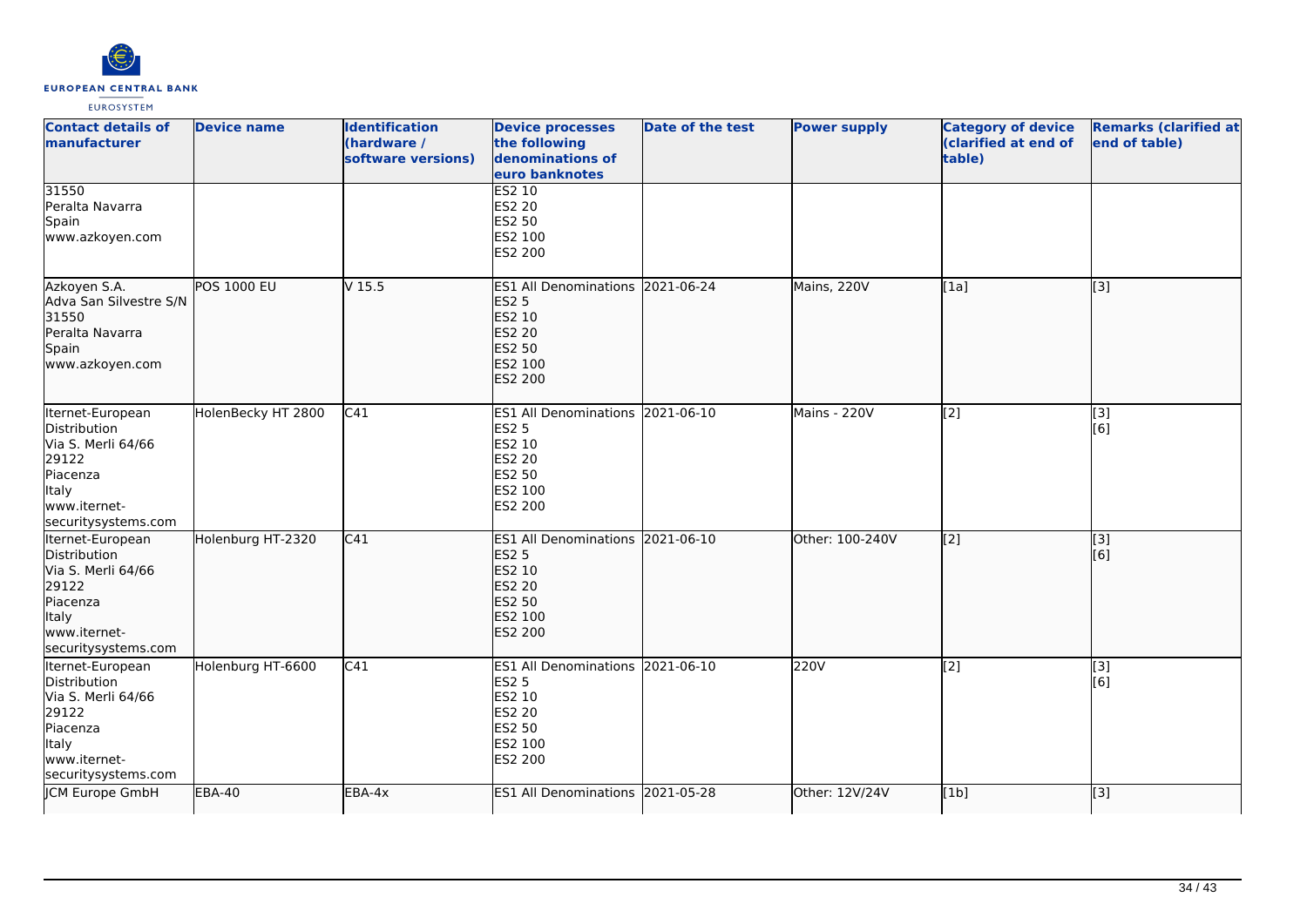| Contact details of manufacturer | Device name | Identification (hardware / software versions) | Device processes the following denominations of euro banknotes | Date of the test | Power supply | Category of device (clarified at end of table) | Remarks (clarified at end of table) |
| --- | --- | --- | --- | --- | --- | --- | --- |
| 31550<br>Peralta Navarra<br>Spain<br>www.azkoyen.com | | | ES2 10<br>ES2 20<br>ES2 50<br>ES2 100<br>ES2 200 | | | | |
| Azkoyen S.A.<br>Adva San Silvestre S/N<br>31550<br>Peralta Navarra<br>Spain<br>www.azkoyen.com | POS 1000 EU | V 15.5 | ES1 All Denominations<br>ES2 5<br>ES2 10<br>ES2 20<br>ES2 50<br>ES2 100<br>ES2 200 | 2021-06-24 | Mains, 220V | [1a] | [3] |
| Iternet-European Distribution<br>Via S. Merli 64/66<br>29122<br>Piacenza<br>Italy<br>www.iternet-securitysystems.com | HolenBecky HT 2800 | C41 | ES1 All Denominations<br>ES2 5<br>ES2 10<br>ES2 20<br>ES2 50<br>ES2 100<br>ES2 200 | 2021-06-10 | Mains - 220V | [2] | [3]<br>[6] |
| Iternet-European Distribution<br>Via S. Merli 64/66<br>29122<br>Piacenza<br>Italy<br>www.iternet-securitysystems.com | Holenburg HT-2320 | C41 | ES1 All Denominations<br>ES2 5<br>ES2 10<br>ES2 20<br>ES2 50<br>ES2 100<br>ES2 200 | 2021-06-10 | Other: 100-240V | [2] | [3]<br>[6] |
| Iternet-European Distribution<br>Via S. Merli 64/66<br>29122<br>Piacenza<br>Italy<br>www.iternet-securitysystems.com | Holenburg HT-6600 | C41 | ES1 All Denominations<br>ES2 5<br>ES2 10<br>ES2 20<br>ES2 50<br>ES2 100<br>ES2 200 | 2021-06-10 | 220V | [2] | [3]<br>[6] |
| JCM Europe GmbH | EBA-40 | EBA-4x | ES1 All Denominations | 2021-05-28 | Other: 12V/24V | [1b] | [3] |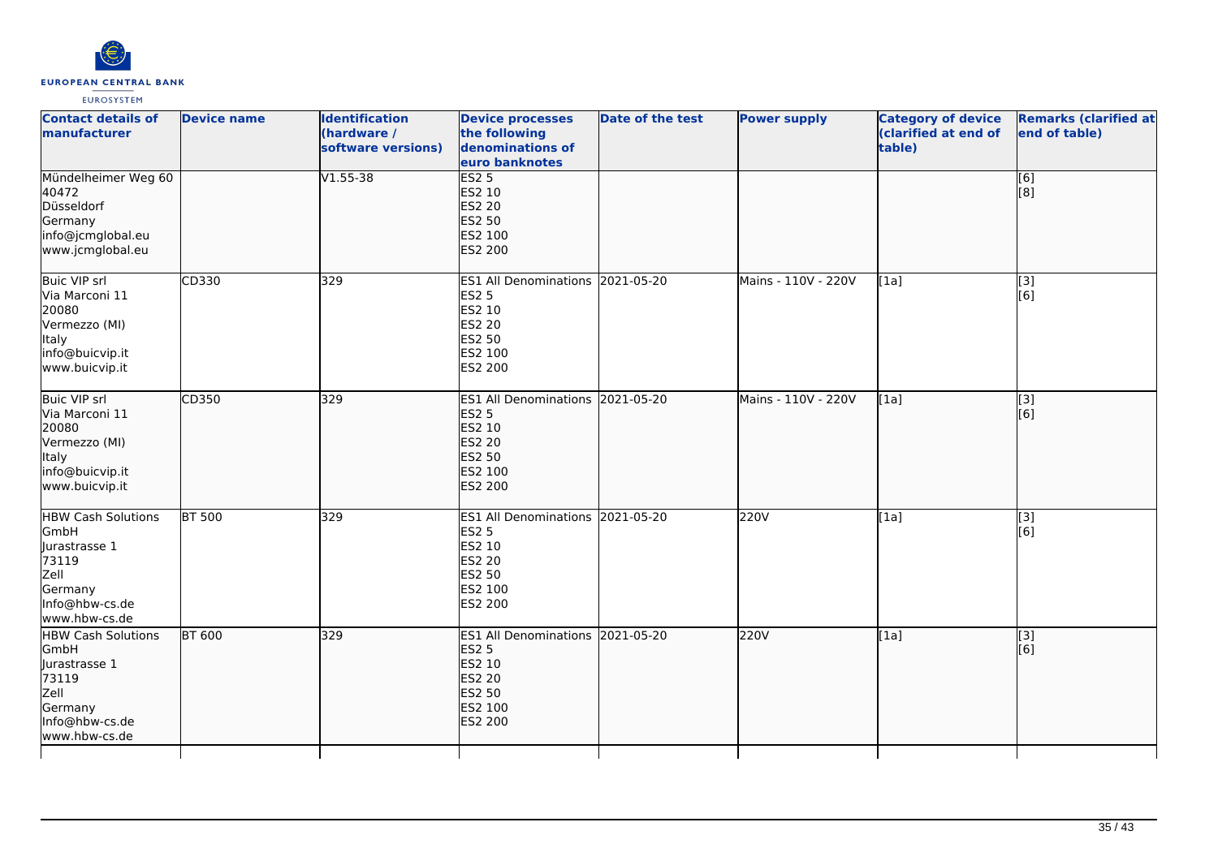| Contact details of manufacturer | Device name | Identification (hardware / software versions) | Device processes the following denominations of euro banknotes | Date of the test | Power supply | Category of device (clarified at end of table) | Remarks (clarified at end of table) |
| --- | --- | --- | --- | --- | --- | --- | --- |
| Mündelheimer Weg 60<br>40472<br>Düsseldorf<br>Germany<br>info@jcmglobal.eu<br>www.jcmglobal.eu | | V1.55-38 | ES2 5<br>ES2 10<br>ES2 20<br>ES2 50<br>ES2 100<br>ES2 200 | | | | [6]<br>[8] |
| Buic VIP srl<br>Via Marconi 11<br>20080<br>Vermezzo (MI)<br>Italy<br>info@buicvip.it<br>www.buicvip.it | CD330 | 329 | ES1 All Denominations<br>ES2 5<br>ES2 10<br>ES2 20<br>ES2 50<br>ES2 100<br>ES2 200 | 2021-05-20 | Mains - 110V - 220V | [1a] | [3]<br>[6] |
| Buic VIP srl<br>Via Marconi 11<br>20080<br>Vermezzo (MI)<br>Italy<br>info@buicvip.it<br>www.buicvip.it | CD350 | 329 | ES1 All Denominations<br>ES2 5<br>ES2 10<br>ES2 20<br>ES2 50<br>ES2 100<br>ES2 200 | 2021-05-20 | Mains - 110V - 220V | [1a] | [3]<br>[6] |
| HBW Cash Solutions GmbH<br>Jurastrasse 1<br>73119<br>Zell<br>Germany<br>Info@hbw-cs.de<br>www.hbw-cs.de | BT 500 | 329 | ES1 All Denominations<br>ES2 5<br>ES2 10<br>ES2 20<br>ES2 50<br>ES2 100<br>ES2 200 | 2021-05-20 | 220V | [1a] | [3]<br>[6] |
| HBW Cash Solutions GmbH<br>Jurastrasse 1<br>73119<br>Zell<br>Germany<br>Info@hbw-cs.de<br>www.hbw-cs.de | BT 600 | 329 | ES1 All Denominations<br>ES2 5<br>ES2 10<br>ES2 20<br>ES2 50<br>ES2 100<br>ES2 200 | 2021-05-20 | 220V | [1a] | [3]<br>[6] |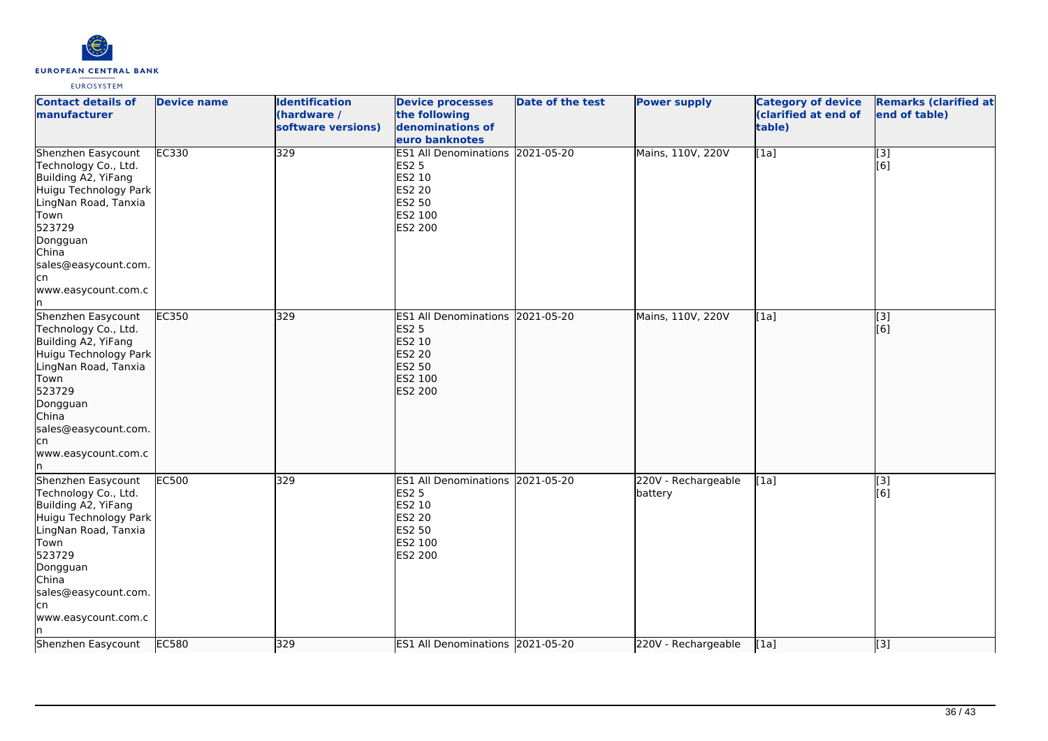| Contact details of manufacturer | Device name | Identification (hardware / software versions) | Device processes the following denominations of euro banknotes | Date of the test | Power supply | Category of device (clarified at end of table) | Remarks (clarified at end of table) |
|---|---|---|---|---|---|---|---|
| Shenzhen Easycount Technology Co., Ltd.<br>Building A2, YiFang Huigu Technology Park LingNan Road, Tanxia Town<br>523729<br>Dongguan<br>China<br>sales@easycount.com.cn<br>www.easycount.com.cn | EC330 | 329 | ES1 All Denominations<br>ES2 5<br>ES2 10<br>ES2 20<br>ES2 50<br>ES2 100<br>ES2 200 | 2021-05-20 | Mains, 110V, 220V | [1a] | [3]<br>[6] |
| Shenzhen Easycount Technology Co., Ltd.<br>Building A2, YiFang Huigu Technology Park LingNan Road, Tanxia Town<br>523729<br>Dongguan<br>China<br>sales@easycount.com.cn<br>www.easycount.com.cn | EC350 | 329 | ES1 All Denominations<br>ES2 5<br>ES2 10<br>ES2 20<br>ES2 50<br>ES2 100<br>ES2 200 | 2021-05-20 | Mains, 110V, 220V | [1a] | [3]<br>[6] |
| Shenzhen Easycount Technology Co., Ltd.<br>Building A2, YiFang Huigu Technology Park LingNan Road, Tanxia Town<br>523729<br>Dongguan<br>China<br>sales@easycount.com.cn<br>www.easycount.com.cn | EC500 | 329 | ES1 All Denominations<br>ES2 5<br>ES2 10<br>ES2 20<br>ES2 50<br>ES2 100<br>ES2 200 | 2021-05-20 | 220V - Rechargeable battery | [1a] | [3]<br>[6] |
| Shenzhen Easycount | EC580 | 329 | ES1 All Denominations | 2021-05-20 | 220V - Rechargeable | [1a] | [3] |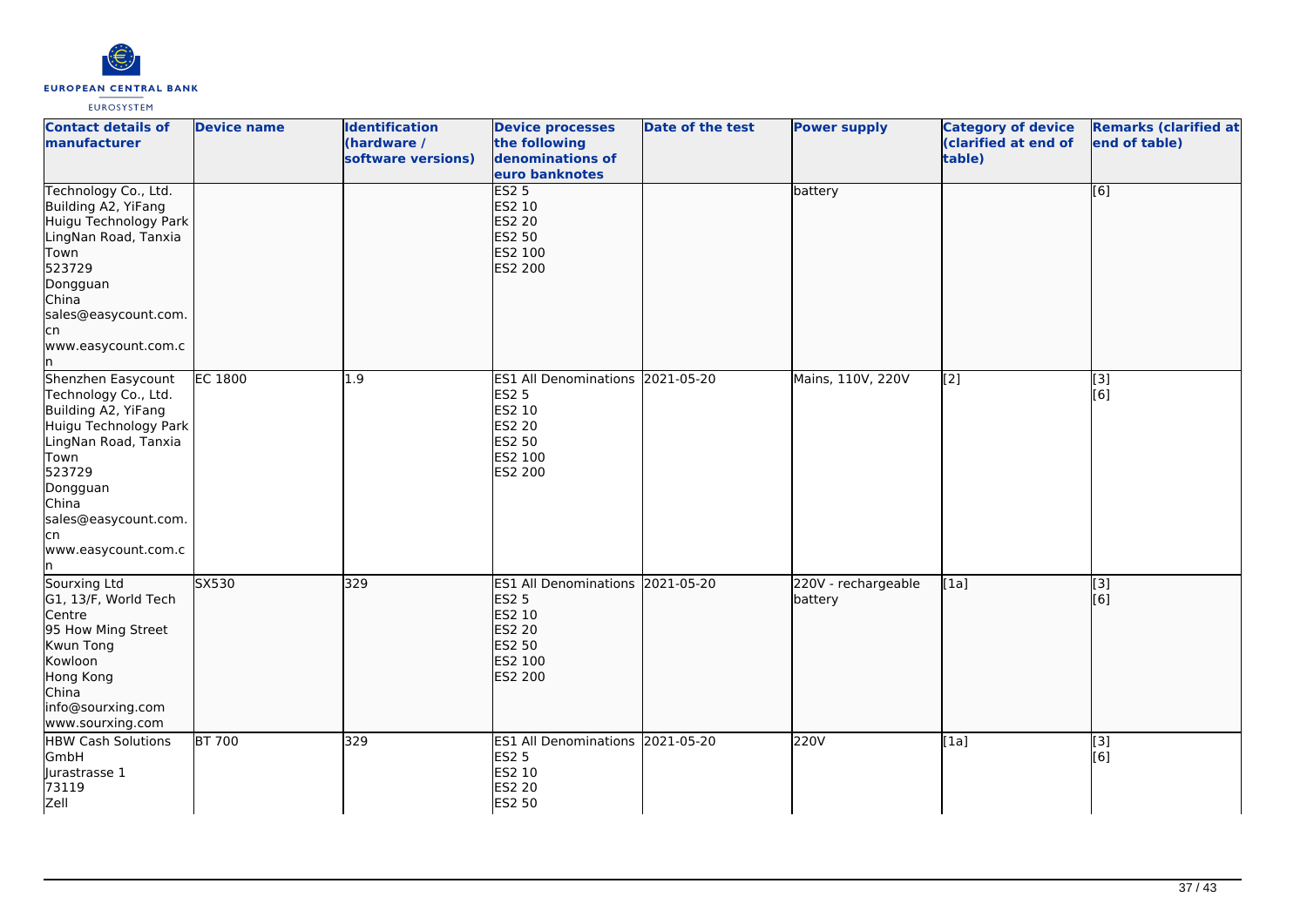| Contact details of manufacturer | Device name | Identification (hardware / software versions) | Device processes the following denominations of euro banknotes | Date of the test | Power supply | Category of device (clarified at end of table) | Remarks (clarified at end of table) |
|---|---|---|---|---|---|---|---|
| Technology Co., Ltd.<br>Building A2, YiFang<br>Huigu Technology Park<br>LingNan Road, Tanxia Town<br>523729<br>Dongguan<br>China<br>sales@easycount.com.cn<br>www.easycount.com.cn | | | ES2 5<br>ES2 10<br>ES2 20<br>ES2 50<br>ES2 100<br>ES2 200 | | battery | | [6] |
| Shenzhen Easycount Technology Co., Ltd.<br>Building A2, YiFang<br>Huigu Technology Park<br>LingNan Road, Tanxia Town<br>523729<br>Dongguan<br>China<br>sales@easycount.com.cn<br>www.easycount.com.cn | EC 1800 | 1.9 | ES1 All Denominations<br>ES2 5<br>ES2 10<br>ES2 20<br>ES2 50<br>ES2 100<br>ES2 200 | 2021-05-20 | Mains, 110V, 220V | [2] | [3]<br>[6] |
| Sourxing Ltd<br>G1, 13/F, World Tech Centre<br>95 How Ming Street<br>Kwun Tong<br>Kowloon<br>Hong Kong<br>China<br>info@sourxing.com<br>www.sourxing.com | SX530 | 329 | ES1 All Denominations<br>ES2 5<br>ES2 10<br>ES2 20<br>ES2 50<br>ES2 100<br>ES2 200 | 2021-05-20 | 220V - rechargeable battery | [1a] | [3]<br>[6] |
| HBW Cash Solutions GmbH<br>Jurastrasse 1<br>73119<br>Zell | BT 700 | 329 | ES1 All Denominations<br>ES2 5<br>ES2 10<br>ES2 20<br>ES2 50 | 2021-05-20 | 220V | [1a] | [3]<br>[6] |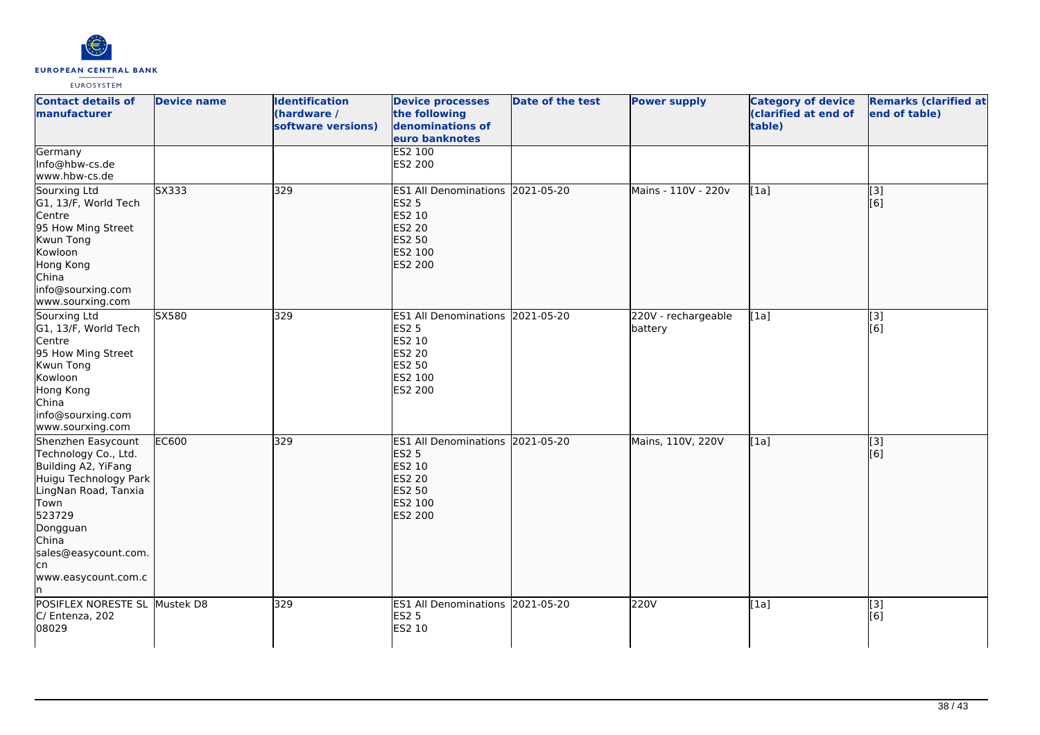| Contact details of manufacturer | Device name | Identification (hardware / software versions) | Device processes the following denominations of euro banknotes | Date of the test | Power supply | Category of device (clarified at end of table) | Remarks (clarified at end of table) |
|---|---|---|---|---|---|---|---|
| Germany<br>Info@hbw-cs.de<br>www.hbw-cs.de | | | ES2 100<br>ES2 200 | | | | |
| Sourxing Ltd<br>G1, 13/F, World Tech Centre<br>95 How Ming Street<br>Kwun Tong<br>Kowloon<br>Hong Kong<br>China<br>info@sourxing.com<br>www.sourxing.com | SX333 | 329 | ES1 All Denominations<br>ES2 5<br>ES2 10<br>ES2 20<br>ES2 50<br>ES2 100<br>ES2 200 | 2021-05-20 | Mains - 110V - 220v | [1a] | [3]<br>[6] |
| Sourxing Ltd<br>G1, 13/F, World Tech Centre<br>95 How Ming Street<br>Kwun Tong<br>Kowloon<br>Hong Kong<br>China<br>info@sourxing.com<br>www.sourxing.com | SX580 | 329 | ES1 All Denominations<br>ES2 5<br>ES2 10<br>ES2 20<br>ES2 50<br>ES2 100<br>ES2 200 | 2021-05-20 | 220V - rechargeable battery | [1a] | [3]<br>[6] |
| Shenzhen Easycount Technology Co., Ltd.<br>Building A2, YiFang Huigu Technology Park<br>LingNan Road, Tanxia Town<br>523729<br>Dongguan<br>China<br>sales@easycount.com.cn<br>www.easycount.com.cn | EC600 | 329 | ES1 All Denominations<br>ES2 5<br>ES2 10<br>ES2 20<br>ES2 50<br>ES2 100<br>ES2 200 | 2021-05-20 | Mains, 110V, 220V | [1a] | [3]<br>[6] |
| POSIFLEX NORESTE SL<br>C/ Entenza, 202<br>08029 | Mustek D8 | 329 | ES1 All Denominations<br>ES2 5<br>ES2 10 | 2021-05-20 | 220V | [1a] | [3]<br>[6] |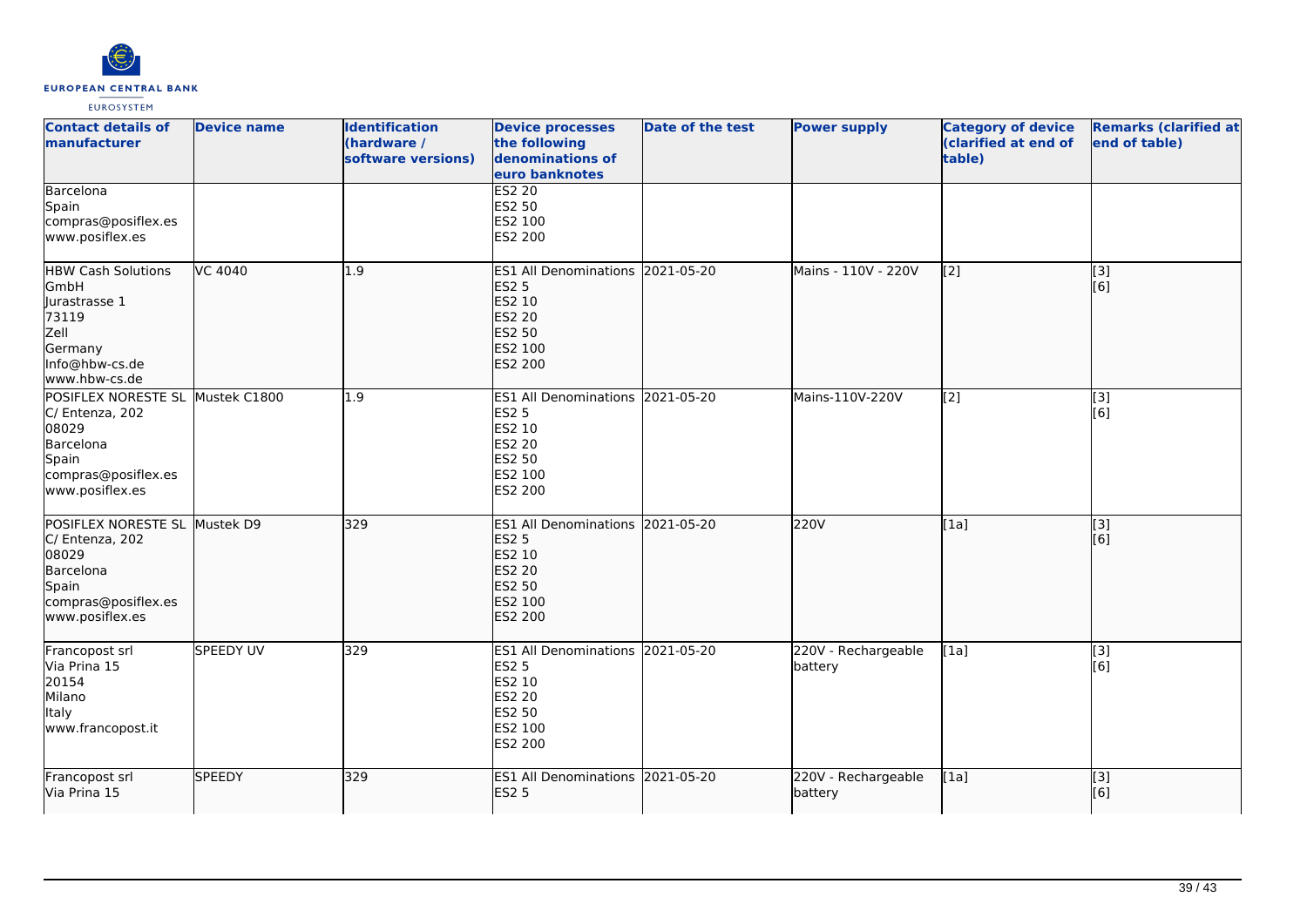| Contact details of manufacturer | Device name | Identification (hardware / software versions) | Device processes the following denominations of euro banknotes | Date of the test | Power supply | Category of device (clarified at end of table) | Remarks (clarified at end of table) |
|---|---|---|---|---|---|---|---|
| Barcelona<br>Spain<br>compras@posiflex.es<br>www.posiflex.es | | | ES2 20<br>ES2 50<br>ES2 100<br>ES2 200 | | | | |
| HBW Cash Solutions GmbH<br>Jurastrasse 1<br>73119<br>Zell<br>Germany<br>Info@hbw-cs.de<br>www.hbw-cs.de | VC 4040 | 1.9 | ES1 All Denominations<br>ES2 5<br>ES2 10<br>ES2 20<br>ES2 50<br>ES2 100<br>ES2 200 | 2021-05-20 | Mains - 110V - 220V | [2] | [3]<br>[6] |
| POSIFLEX NORESTE SL<br>C/ Entenza, 202<br>08029<br>Barcelona<br>Spain<br>compras@posiflex.es<br>www.posiflex.es | Mustek C1800 | 1.9 | ES1 All Denominations<br>ES2 5<br>ES2 10<br>ES2 20<br>ES2 50<br>ES2 100<br>ES2 200 | 2021-05-20 | Mains-110V-220V | [2] | [3]<br>[6] |
| POSIFLEX NORESTE SL<br>C/ Entenza, 202<br>08029<br>Barcelona<br>Spain<br>compras@posiflex.es<br>www.posiflex.es | Mustek D9 | 329 | ES1 All Denominations<br>ES2 5<br>ES2 10<br>ES2 20<br>ES2 50<br>ES2 100<br>ES2 200 | 2021-05-20 | 220V | [1a] | [3]<br>[6] |
| Francopost srl<br>Via Prina 15<br>20154<br>Milano<br>Italy<br>www.francopost.it | SPEEDY UV | 329 | ES1 All Denominations<br>ES2 5<br>ES2 10<br>ES2 20<br>ES2 50<br>ES2 100<br>ES2 200 | 2021-05-20 | 220V - Rechargeable battery | [1a] | [3]<br>[6] |
| Francopost srl<br>Via Prina 15 | SPEEDY | 329 | ES1 All Denominations<br>ES2 5 | 2021-05-20 | 220V - Rechargeable battery | [1a] | [3]<br>[6] |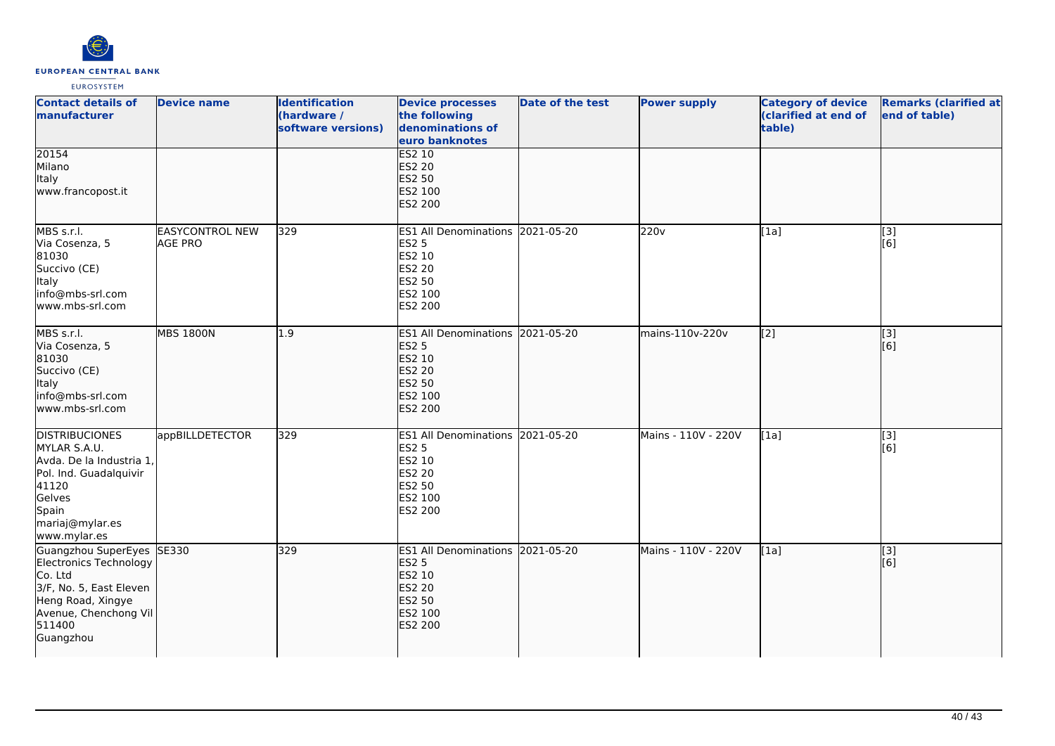| Contact details of manufacturer | Device name | Identification (hardware / software versions) | Device processes the following denominations of euro banknotes | Date of the test | Power supply | Category of device (clarified at end of table) | Remarks (clarified at end of table) |
|---|---|---|---|---|---|---|---|
| 20154<br>Milano<br>Italy<br>www.francopost.it | | | ES2 10<br>ES2 20<br>ES2 50<br>ES2 100<br>ES2 200 | | | | |
| MBS s.r.l.<br>Via Cosenza, 5<br>81030<br>Succivo (CE)<br>Italy<br>info@mbs-srl.com<br>www.mbs-srl.com | EASYCONTROL NEW AGE PRO | 329 | ES1 All Denominations<br>ES2 5<br>ES2 10<br>ES2 20<br>ES2 50<br>ES2 100<br>ES2 200 | 2021-05-20 | 220v | [1a] | [3]<br>[6] |
| MBS s.r.l.<br>Via Cosenza, 5<br>81030<br>Succivo (CE)<br>Italy<br>info@mbs-srl.com<br>www.mbs-srl.com | MBS 1800N | 1.9 | ES1 All Denominations<br>ES2 5<br>ES2 10<br>ES2 20<br>ES2 50<br>ES2 100<br>ES2 200 | 2021-05-20 | mains-110v-220v | [2] | [3]<br>[6] |
| DISTRIBUCIONES MYLAR S.A.U.<br>Avda. De la Industria 1, Pol. Ind. Guadalquivir<br>41120<br>Gelves<br>Spain<br>mariaj@mylar.es<br>www.mylar.es | appBILLDETECTOR | 329 | ES1 All Denominations<br>ES2 5<br>ES2 10<br>ES2 20<br>ES2 50<br>ES2 100<br>ES2 200 | 2021-05-20 | Mains - 110V - 220V | [1a] | [3]<br>[6] |
| Guangzhou SuperEyes Electronics Technology Co. Ltd<br>3/F, No. 5, East Eleven Heng Road, Xingye Avenue, Chenchong Vil<br>511400<br>Guangzhou | SE330 | 329 | ES1 All Denominations<br>ES2 5<br>ES2 10<br>ES2 20<br>ES2 50<br>ES2 100<br>ES2 200 | 2021-05-20 | Mains - 110V - 220V | [1a] | [3]<br>[6] |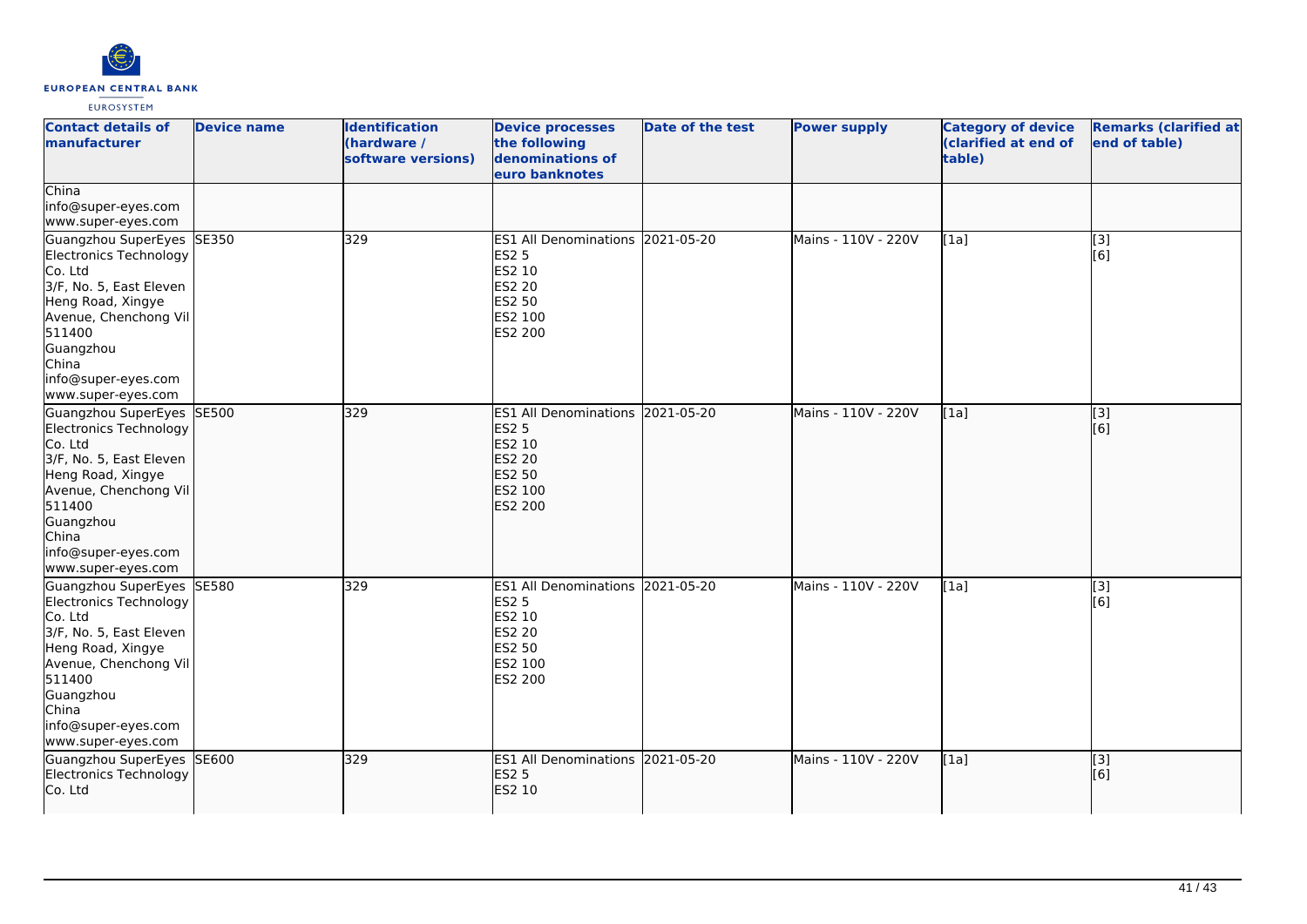| Contact details of manufacturer | Device name | Identification (hardware / software versions) | Device processes the following denominations of euro banknotes | Date of the test | Power supply | Category of device (clarified at end of table) | Remarks (clarified at end of table) |
| --- | --- | --- | --- | --- | --- | --- | --- |
| China<br>info@super-eyes.com<br>www.super-eyes.com | | | | | | | |
| Guangzhou SuperEyes Electronics Technology Co. Ltd<br>3/F, No. 5, East Eleven Heng Road, Xingye Avenue, Chenchong Vil<br>511400<br>Guangzhou<br>China<br>info@super-eyes.com<br>www.super-eyes.com | SE350 | 329 | ES1 All Denominations<br>ES2 5<br>ES2 10<br>ES2 20<br>ES2 50<br>ES2 100<br>ES2 200 | 2021-05-20 | Mains - 110V - 220V | [1a] | [3]<br>[6] |
| Guangzhou SuperEyes Electronics Technology Co. Ltd<br>3/F, No. 5, East Eleven Heng Road, Xingye Avenue, Chenchong Vil<br>511400<br>Guangzhou<br>China<br>info@super-eyes.com<br>www.super-eyes.com | SE500 | 329 | ES1 All Denominations<br>ES2 5<br>ES2 10<br>ES2 20<br>ES2 50<br>ES2 100<br>ES2 200 | 2021-05-20 | Mains - 110V - 220V | [1a] | [3]<br>[6] |
| Guangzhou SuperEyes Electronics Technology Co. Ltd<br>3/F, No. 5, East Eleven Heng Road, Xingye Avenue, Chenchong Vil<br>511400<br>Guangzhou<br>China<br>info@super-eyes.com<br>www.super-eyes.com | SE580 | 329 | ES1 All Denominations<br>ES2 5<br>ES2 10<br>ES2 20<br>ES2 50<br>ES2 100<br>ES2 200 | 2021-05-20 | Mains - 110V - 220V | [1a] | [3]<br>[6] |
| Guangzhou SuperEyes Electronics Technology Co. Ltd | SE600 | 329 | ES1 All Denominations<br>ES2 5<br>ES2 10 | 2021-05-20 | Mains - 110V - 220V | [1a] | [3]<br>[6] |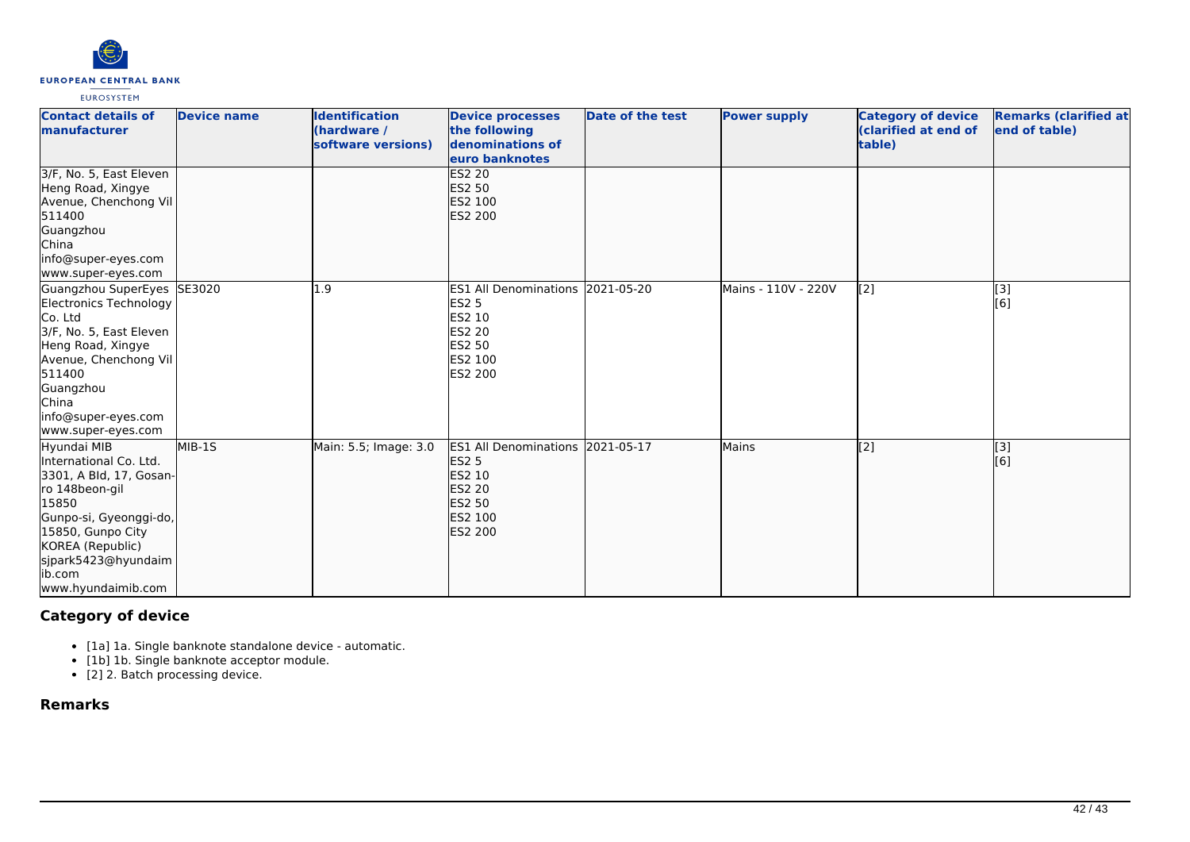| Contact details of manufacturer | Device name | Identification (hardware / software versions) | Device processes the following denominations of euro banknotes | Date of the test | Power supply | Category of device (clarified at end of table) | Remarks (clarified at end of table) |
|---|---|---|---|---|---|---|---|
| 3/F, No. 5, East Eleven Heng Road, Xingye Avenue, Chenchong Vil 511400 Guangzhou China info@super-eyes.com www.super-eyes.com | | | ES2 20 ES2 50 ES2 100 ES2 200 | | | | |
| Guangzhou SuperEyes Electronics Technology Co. Ltd 3/F, No. 5, East Eleven Heng Road, Xingye Avenue, Chenchong Vil 511400 Guangzhou China info@super-eyes.com www.super-eyes.com | SE3020 | 1.9 | ES1 All Denominations ES2 5 ES2 10 ES2 20 ES2 50 ES2 100 ES2 200 | 2021-05-20 | Mains - 110V - 220V | [2] | [3] [6] |
| Hyundai MIB International Co. Ltd. 3301, A Bld, 17, Gosan-ro 148beon-gil 15850 Gunpo-si, Gyeonggi-do, 15850, Gunpo City KOREA (Republic) sjpark5423@hyundaimib.com www.hyundaimib.com | MIB-1S | Main: 5.5; Image: 3.0 | ES1 All Denominations ES2 5 ES2 10 ES2 20 ES2 50 ES2 100 ES2 200 | 2021-05-17 | Mains | [2] | [3] [6] |

## Category of device

- [1a] 1a. Single banknote standalone device - automatic.
- [1b] 1b. Single banknote acceptor module.
- [2] 2. Batch processing device.

## Remarks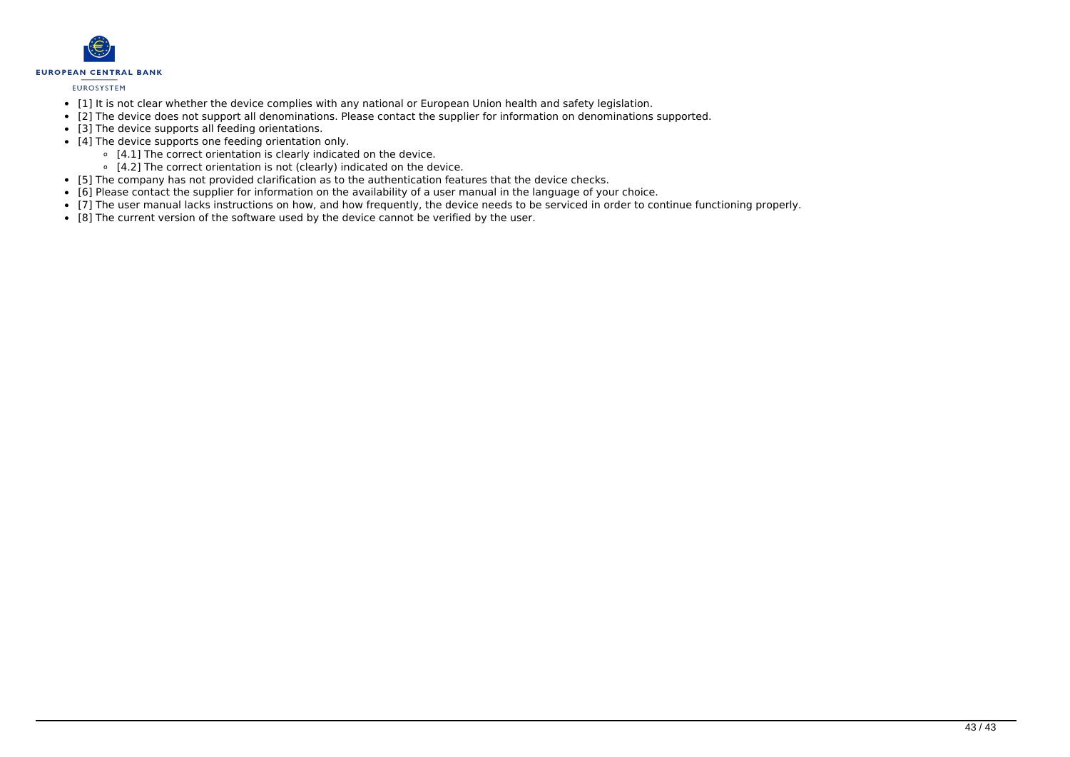- [1] It is not clear whether the device complies with any national or European Union health and safety legislation.
- [2] The device does not support all denominations. Please contact the supplier for information on denominations supported.
- [3] The device supports all feeding orientations.
- [4] The device supports one feeding orientation only.
    - [4.1] The correct orientation is clearly indicated on the device.
    - [4.2] The correct orientation is not (clearly) indicated on the device.
- [5] The company has not provided clarification as to the authentication features that the device checks.
- [6] Please contact the supplier for information on the availability of a user manual in the language of your choice.
- [7] The user manual lacks instructions on how, and how frequently, the device needs to be serviced in order to continue functioning properly.
- [8] The current version of the software used by the device cannot be verified by the user.